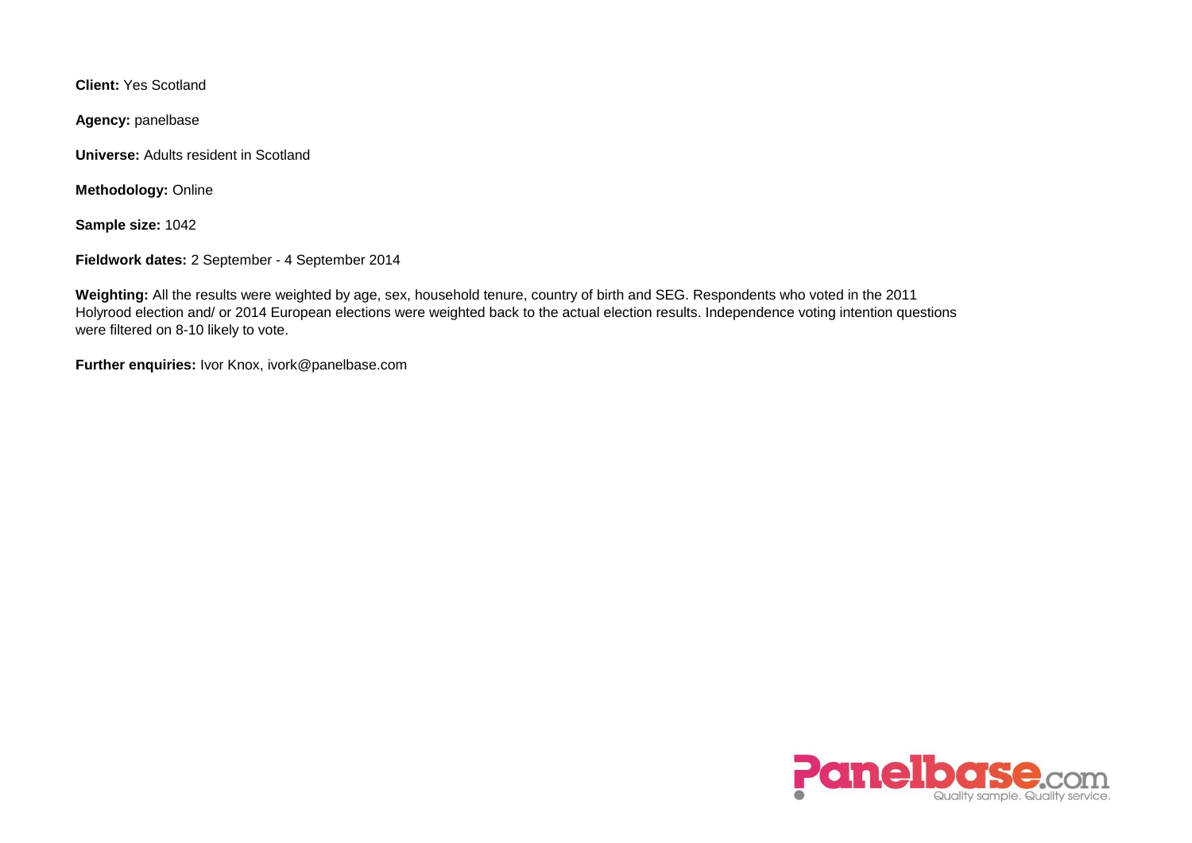**Client:** Yes Scotland

**Agency:** panelbase

**Universe:** Adults resident in Scotland

**Methodology:** Online

**Sample size:** 1042

**Fieldwork dates:** 2 September - 4 September 2014

**Weighting:** All the results were weighted by age, sex, household tenure, country of birth and SEG. Respondents who voted in the 2011 Holyrood election and/ or 2014 European elections were weighted back to the actual election results. Independence voting intention questions were filtered on 8-10 likely to vote.

**Further enquiries:** Ivor Knox, ivork@panelbase.com

Panelbase.com
Quality sample. Quality service.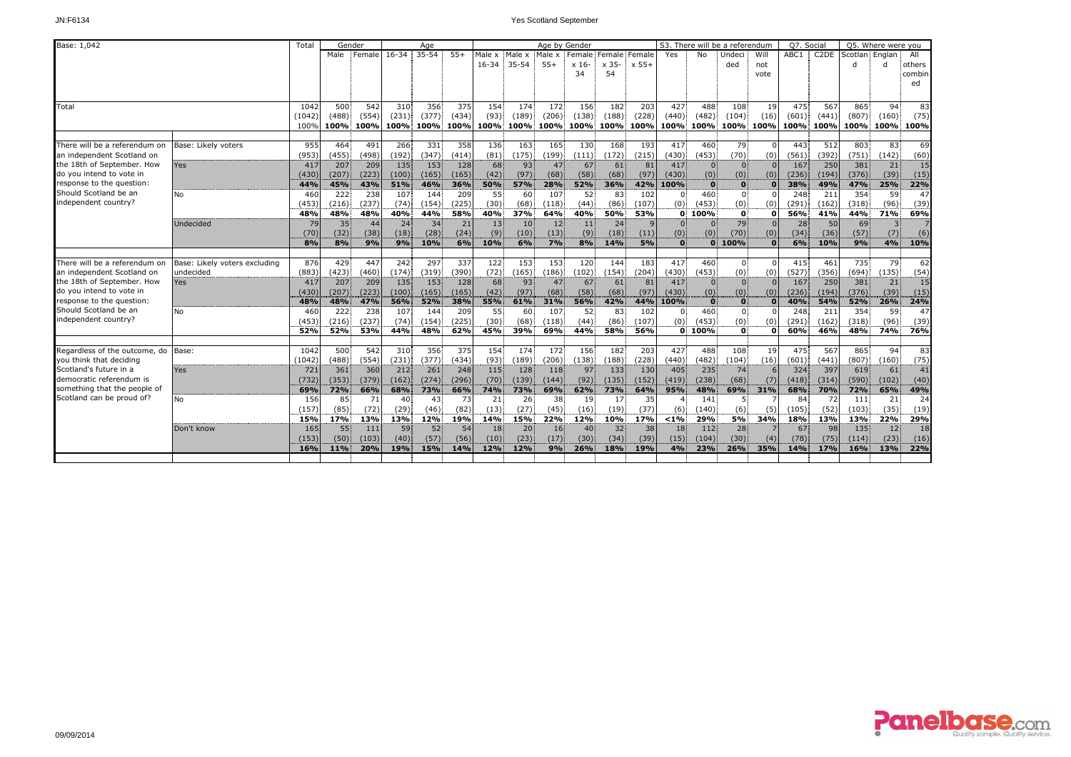| Base: 1,042 | | Total | Gender | | Age | | | Age by Gender | | | | | | S3. There will be a referendum | | | | Q7. Social | | Q5. Where were you | | |
|---|---|---|---|---|---|---|---|---|---|---|---|---|---|---|---|---|---|---|---|---|---|---|
| | | | Male | Female | 16-34 | 35-54 | 55+ | Male x 16-34 | Male x 35-54 | Male x 55+ | Female x 16-34 | Female x 35-54 | Female x 55+ | Yes | No | Undecided | Will not vote | ABC1 | C2DE | Scotland | England | All others combined |
| Total | | 1042 | 500 | 542 | 310 | 356 | 375 | 154 | 174 | 172 | 156 | 182 | 203 | 427 | 488 | 108 | 19 | 475 | 567 | 865 | 94 | 83 |
| | | (1042) | (488) | (554) | (231) | (377) | (434) | (93) | (189) | (206) | (138) | (188) | (228) | (440) | (482) | (104) | (16) | (601) | (441) | (807) | (160) | (75) |
| | | 100% | 100% | 100% | 100% | 100% | 100% | 100% | 100% | 100% | 100% | 100% | 100% | 100% | 100% | 100% | 100% | 100% | 100% | 100% | 100% | 100% |
| There will be a referendum on an independent Scotland on the 18th of September. How do you intend to vote in response to the question: Should Scotland be an independent country? | Base: Likely voters | 955 | 464 | 491 | 266 | 331 | 358 | 136 | 163 | 165 | 130 | 168 | 193 | 417 | 460 | 79 | 0 | 443 | 512 | 803 | 83 | 69 |
| | | (953) | (455) | (498) | (192) | (347) | (414) | (81) | (175) | (199) | (111) | (172) | (215) | (430) | (453) | (70) | (0) | (561) | (392) | (751) | (142) | (60) |
| | Yes | 417 | 207 | 209 | 135 | 153 | 128 | 68 | 93 | 47 | 67 | 61 | 81 | 417 | 0 | 0 | 0 | 167 | 250 | 381 | 21 | 15 |
| | | (430) | (207) | (223) | (100) | (165) | (165) | (42) | (97) | (68) | (58) | (68) | (97) | (430) | (0) | (0) | (0) | (236) | (194) | (376) | (39) | (15) |
| | | 44% | 45% | 43% | 51% | 46% | 36% | 50% | 57% | 28% | 52% | 36% | 42% | 100% | 0 | 0 | 0 | 38% | 49% | 47% | 25% | 22% |
| | No | 460 | 222 | 238 | 107 | 144 | 209 | 55 | 60 | 107 | 52 | 83 | 102 | 0 | 460 | 0 | 0 | 248 | 211 | 354 | 59 | 47 |
| | | (453) | (216) | (237) | (74) | (154) | (225) | (30) | (68) | (118) | (44) | (86) | (107) | (0) | (453) | (0) | (0) | (291) | (162) | (318) | (96) | (39) |
| | | 48% | 48% | 48% | 40% | 44% | 58% | 40% | 37% | 64% | 40% | 50% | 53% | 0 | 100% | 0 | 0 | 56% | 41% | 44% | 71% | 69% |
| | Undecided | 79 | 35 | 44 | 24 | 34 | 21 | 13 | 10 | 12 | 11 | 24 | 9 | 0 | 0 | 79 | 0 | 28 | 50 | 69 | 3 | 7 |
| | | (70) | (32) | (38) | (18) | (28) | (24) | (9) | (10) | (13) | (9) | (18) | (11) | (0) | (0) | (70) | (0) | (34) | (36) | (57) | (7) | (6) |
| | | 8% | 8% | 9% | 9% | 10% | 6% | 10% | 6% | 7% | 8% | 14% | 5% | 0 | 0 | 100% | 0 | 6% | 10% | 9% | 4% | 10% |
| There will be a referendum on an independent Scotland on the 18th of September. How do you intend to vote in response to the question: Should Scotland be an independent country? | Base: Likely voters excluding undecided | 876 | 429 | 447 | 242 | 297 | 337 | 122 | 153 | 153 | 120 | 144 | 183 | 417 | 460 | 0 | 0 | 415 | 461 | 735 | 79 | 62 |
| | | (883) | (423) | (460) | (174) | (319) | (390) | (72) | (165) | (186) | (102) | (154) | (204) | (430) | (453) | (0) | (0) | (527) | (356) | (694) | (135) | (54) |
| | Yes | 417 | 207 | 209 | 135 | 153 | 128 | 68 | 93 | 47 | 67 | 61 | 81 | 417 | 0 | 0 | 0 | 167 | 250 | 381 | 21 | 15 |
| | | (430) | (207) | (223) | (100) | (165) | (165) | (42) | (97) | (68) | (58) | (68) | (97) | (430) | (0) | (0) | (0) | (236) | (194) | (376) | (39) | (15) |
| | | 48% | 48% | 47% | 56% | 52% | 38% | 55% | 61% | 31% | 56% | 42% | 44% | 100% | 0 | 0 | 0 | 40% | 54% | 52% | 26% | 24% |
| | No | 460 | 222 | 238 | 107 | 144 | 209 | 55 | 60 | 107 | 52 | 83 | 102 | 0 | 460 | 0 | 0 | 248 | 211 | 354 | 59 | 47 |
| | | (453) | (216) | (237) | (74) | (154) | (225) | (30) | (68) | (118) | (44) | (86) | (107) | (0) | (453) | (0) | (0) | (291) | (162) | (318) | (96) | (39) |
| | | 52% | 52% | 53% | 44% | 48% | 62% | 45% | 39% | 69% | 44% | 58% | 56% | 0 | 100% | 0 | 0 | 60% | 46% | 48% | 74% | 76% |
| Regardless of the outcome, do you think that deciding Scotland's future in a democratic referendum is something that the people of Scotland can be proud of? | Base: | 1042 | 500 | 542 | 310 | 356 | 375 | 154 | 174 | 172 | 156 | 182 | 203 | 427 | 488 | 108 | 19 | 475 | 567 | 865 | 94 | 83 |
| | | (1042) | (488) | (554) | (231) | (377) | (434) | (93) | (189) | (206) | (138) | (188) | (228) | (440) | (482) | (104) | (16) | (601) | (441) | (807) | (160) | (75) |
| | Yes | 721 | 361 | 360 | 212 | 261 | 248 | 115 | 128 | 118 | 97 | 133 | 130 | 405 | 235 | 74 | 6 | 324 | 397 | 619 | 61 | 41 |
| | | (732) | (353) | (379) | (162) | (274) | (296) | (70) | (139) | (144) | (92) | (135) | (152) | (419) | (238) | (68) | (7) | (418) | (314) | (590) | (102) | (40) |
| | | 69% | 72% | 66% | 68% | 73% | 66% | 74% | 73% | 69% | 62% | 73% | 64% | 95% | 48% | 69% | 31% | 68% | 70% | 72% | 65% | 49% |
| | No | 156 | 85 | 71 | 40 | 43 | 73 | 21 | 26 | 38 | 19 | 17 | 35 | 4 | 141 | 5 | 7 | 84 | 72 | 111 | 21 | 24 |
| | | (157) | (85) | (72) | (29) | (46) | (82) | (13) | (27) | (45) | (16) | (19) | (37) | (6) | (140) | (6) | (5) | (105) | (52) | (103) | (35) | (19) |
| | | 15% | 17% | 13% | 13% | 12% | 19% | 14% | 15% | 22% | 12% | 10% | 17% | <1% | 29% | 5% | 34% | 18% | 13% | 13% | 22% | 29% |
| | Don't know | 165 | 55 | 111 | 59 | 52 | 54 | 18 | 20 | 16 | 40 | 32 | 38 | 18 | 112 | 28 | 7 | 67 | 98 | 135 | 12 | 18 |
| | | (153) | (50) | (103) | (40) | (57) | (56) | (10) | (23) | (17) | (30) | (34) | (39) | (15) | (104) | (30) | (4) | (78) | (75) | (114) | (23) | (16) |
| | | 16% | 11% | 20% | 19% | 15% | 14% | 12% | 12% | 9% | 26% | 18% | 19% | 4% | 23% | 26% | 35% | 14% | 17% | 16% | 13% | 22% |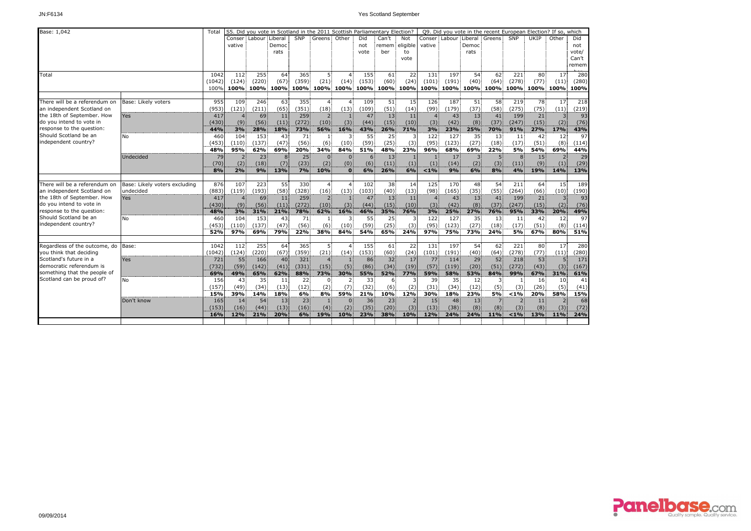| Base: 1,042 | | Total | S5. Did you vote in Scotland in the 2011 Scottish Parliamentary Election? | | | | | | | | | Q9. Did you vote in the recent European Election? If so, which | | | | | | | |
|---|---|---|---|---|---|---|---|---|---|---|---|---|---|---|---|---|---|---|---|
| | | | Conservative | Labour | Liberal Democrats | SNP | Greens | Other | Did not vote | Can't remember | Not eligible to vote | Conservative | Labour | Liberal Democrats | Greens | SNP | UKIP | Other | Did not vote/ Can't remember |
| Total | | 1042 | 112 | 255 | 64 | 365 | 5 | 4 | 155 | 61 | 22 | 131 | 197 | 54 | 62 | 221 | 80 | 17 | 280 |
| | | (1042) | (124) | (220) | (67) | (359) | (21) | (14) | (153) | (60) | (24) | (101) | (191) | (40) | (64) | (278) | (77) | (11) | (280) |
| | | 100% | 100% | 100% | 100% | 100% | 100% | 100% | 100% | 100% | 100% | 100% | 100% | 100% | 100% | 100% | 100% | 100% | 100% |
| There will be a referendum on an independent Scotland on the 18th of September. How do you intend to vote in response to the question: Should Scotland be an independent country? | Base: Likely voters | 955 | 109 | 246 | 63 | 355 | 4 | 4 | 109 | 51 | 15 | 126 | 187 | 51 | 58 | 219 | 78 | 17 | 218 |
| | | (953) | (121) | (211) | (65) | (351) | (18) | (13) | (109) | (51) | (14) | (99) | (179) | (37) | (58) | (275) | (75) | (11) | (219) |
| | Yes | 417 | 4 | 69 | 11 | 259 | 2 | 1 | 47 | 13 | 11 | 4 | 43 | 13 | 41 | 199 | 21 | 3 | 93 |
| | | (430) | (9) | (56) | (11) | (272) | (10) | (3) | (44) | (15) | (10) | (3) | (42) | (8) | (37) | (247) | (15) | (2) | (76) |
| | | 44% | 3% | 28% | 18% | 73% | 56% | 16% | 43% | 26% | 71% | 3% | 23% | 25% | 70% | 91% | 27% | 17% | 43% |
| | No | 460 | 104 | 153 | 43 | 71 | 1 | 3 | 55 | 25 | 3 | 122 | 127 | 35 | 13 | 11 | 42 | 12 | 97 |
| | | (453) | (110) | (137) | (47) | (56) | (6) | (10) | (59) | (25) | (3) | (95) | (123) | (27) | (18) | (17) | (51) | (8) | (114) |
| | | 48% | 95% | 62% | 69% | 20% | 34% | 84% | 51% | 48% | 23% | 96% | 68% | 69% | 22% | 5% | 54% | 69% | 44% |
| | Undecided | 79 | 2 | 23 | 8 | 25 | 0 | 0 | 6 | 13 | 1 | 1 | 17 | 3 | 5 | 8 | 15 | 2 | 29 |
| | | (70) | (2) | (18) | (7) | (23) | (2) | (0) | (6) | (11) | (1) | (1) | (14) | (2) | (3) | (11) | (9) | (1) | (29) |
| | | 8% | 2% | 9% | 13% | 7% | 10% | 0 | 6% | 26% | 6% | <1% | 9% | 6% | 8% | 4% | 19% | 14% | 13% |
| There will be a referendum on an independent Scotland on the 18th of September. How do you intend to vote in response to the question: Should Scotland be an independent country? | Base: Likely voters excluding undecided | 876 | 107 | 223 | 55 | 330 | 4 | 4 | 102 | 38 | 14 | 125 | 170 | 48 | 54 | 211 | 64 | 15 | 189 |
| | | (883) | (119) | (193) | (58) | (328) | (16) | (13) | (103) | (40) | (13) | (98) | (165) | (35) | (55) | (264) | (66) | (10) | (190) |
| | Yes | 417 | 4 | 69 | 11 | 259 | 2 | 1 | 47 | 13 | 11 | 4 | 43 | 13 | 41 | 199 | 21 | 3 | 93 |
| | | (430) | (9) | (56) | (11) | (272) | (10) | (3) | (44) | (15) | (10) | (3) | (42) | (8) | (37) | (247) | (15) | (2) | (76) |
| | | 48% | 3% | 31% | 21% | 78% | 62% | 16% | 46% | 35% | 76% | 3% | 25% | 27% | 76% | 95% | 33% | 20% | 49% |
| | No | 460 | 104 | 153 | 43 | 71 | 1 | 3 | 55 | 25 | 3 | 122 | 127 | 35 | 13 | 11 | 42 | 12 | 97 |
| | | (453) | (110) | (137) | (47) | (56) | (6) | (10) | (59) | (25) | (3) | (95) | (123) | (27) | (18) | (17) | (51) | (8) | (114) |
| | | 52% | 97% | 69% | 79% | 22% | 38% | 84% | 54% | 65% | 24% | 97% | 75% | 73% | 24% | 5% | 67% | 80% | 51% |
| Regardless of the outcome, do you think that deciding Scotland's future in a democratic referendum is something that the people of Scotland can be proud of? | Base: | 1042 | 112 | 255 | 64 | 365 | 5 | 4 | 155 | 61 | 22 | 131 | 197 | 54 | 62 | 221 | 80 | 17 | 280 |
| | | (1042) | (124) | (220) | (67) | (359) | (21) | (14) | (153) | (60) | (24) | (101) | (191) | (40) | (64) | (278) | (77) | (11) | (280) |
| | Yes | 721 | 55 | 166 | 40 | 321 | 4 | 1 | 86 | 32 | 17 | 77 | 114 | 29 | 52 | 218 | 53 | 5 | 171 |
| | | (732) | (59) | (142) | (41) | (331) | (15) | (5) | (86) | (34) | (19) | (57) | (119) | (20) | (51) | (272) | (43) | (3) | (167) |
| | | 69% | 49% | 65% | 62% | 88% | 73% | 30% | 55% | 52% | 77% | 59% | 58% | 53% | 84% | 99% | 67% | 31% | 61% |
| | No | 156 | 43 | 35 | 11 | 22 | 0 | 2 | 33 | 6 | 3 | 39 | 35 | 12 | 3 | 1 | 16 | 10 | 41 |
| | | (157) | (49) | (34) | (13) | (12) | (2) | (7) | (32) | (6) | (2) | (31) | (34) | (12) | (5) | (3) | (26) | (5) | (41) |
| | | 15% | 39% | 14% | 18% | 6% | 8% | 59% | 21% | 10% | 12% | 30% | 18% | 23% | 5% | <1% | 20% | 58% | 15% |
| | Don't know | 165 | 14 | 54 | 13 | 23 | 1 | 0 | 36 | 23 | 2 | 15 | 48 | 13 | 7 | 2 | 11 | 2 | 68 |
| | | (153) | (16) | (44) | (13) | (16) | (4) | (2) | (35) | (20) | (3) | (13) | (38) | (8) | (8) | (3) | (8) | (3) | (72) |
| | | 16% | 12% | 21% | 20% | 6% | 19% | 10% | 23% | 38% | 10% | 12% | 24% | 24% | 11% | <1% | 13% | 11% | 24% |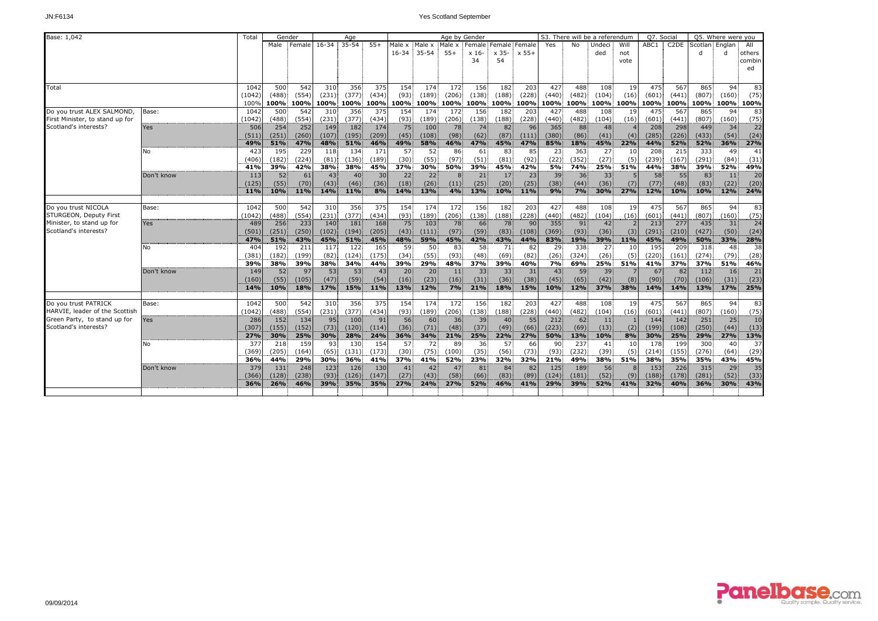| Base: 1,042 | | Total | Gender | | Age | | | Age by Gender | | | | | | S3. There will be a referendum | | | | Q7. Social | | Q5. Where were you | | |
|---|---|---|---|---|---|---|---|---|---|---|---|---|---|---|---|---|---|---|---|---|---|---|
| | | | Male | Female | 16-34 | 35-54 | 55+ | Male x 16-34 | Male x 35-54 | Male x 55+ | Female x 16-34 | Female x 35-54 | Female x 55+ | Yes | No | Undecided | Will not vote | ABC1 | C2DE | Scotland | England | All others combined |
| Total | | 1042 | 500 | 542 | 310 | 356 | 375 | 154 | 174 | 172 | 156 | 182 | 203 | 427 | 488 | 108 | 19 | 475 | 567 | 865 | 94 | 83 |
| | | (1042) | (488) | (554) | (231) | (377) | (434) | (93) | (189) | (206) | (138) | (188) | (228) | (440) | (482) | (104) | (16) | (601) | (441) | (807) | (160) | (75) |
| | | 100% | 100% | 100% | 100% | 100% | 100% | 100% | 100% | 100% | 100% | 100% | 100% | 100% | 100% | 100% | 100% | 100% | 100% | 100% | 100% | 100% |
| Do you trust ALEX SALMOND, First Minister, to stand up for Scotland's interests? | Base: | 1042 | 500 | 542 | 310 | 356 | 375 | 154 | 174 | 172 | 156 | 182 | 203 | 427 | 488 | 108 | 19 | 475 | 567 | 865 | 94 | 83 |
| | | (1042) | (488) | (554) | (231) | (377) | (434) | (93) | (189) | (206) | (138) | (188) | (228) | (440) | (482) | (104) | (16) | (601) | (441) | (807) | (160) | (75) |
| | Yes | 506 | 254 | 252 | 149 | 182 | 174 | 75 | 100 | 78 | 74 | 82 | 96 | 365 | 88 | 48 | 4 | 208 | 298 | 449 | 34 | 22 |
| | | (511) | (251) | (260) | (107) | (195) | (209) | (45) | (108) | (98) | (62) | (87) | (111) | (380) | (86) | (41) | (4) | (285) | (226) | (433) | (54) | (24) |
| | | 49% | 51% | 47% | 48% | 51% | 46% | 49% | 58% | 46% | 47% | 45% | 47% | 85% | 18% | 45% | 22% | 44% | 52% | 52% | 36% | 27% |
| | No | 423 | 195 | 229 | 118 | 134 | 171 | 57 | 52 | 86 | 61 | 83 | 85 | 23 | 363 | 27 | 10 | 208 | 215 | 333 | 49 | 41 |
| | | (406) | (182) | (224) | (81) | (136) | (189) | (30) | (55) | (97) | (51) | (81) | (92) | (22) | (352) | (27) | (5) | (239) | (167) | (291) | (84) | (31) |
| | | 41% | 39% | 42% | 38% | 38% | 45% | 37% | 30% | 50% | 39% | 45% | 42% | 5% | 74% | 25% | 51% | 44% | 38% | 39% | 52% | 49% |
| | Don't know | 113 | 52 | 61 | 43 | 40 | 30 | 22 | 22 | 8 | 21 | 17 | 23 | 39 | 36 | 33 | 5 | 58 | 55 | 83 | 11 | 20 |
| | | (125) | (55) | (70) | (43) | (46) | (36) | (18) | (26) | (11) | (25) | (20) | (25) | (38) | (44) | (36) | (7) | (77) | (48) | (83) | (22) | (20) |
| | | 11% | 10% | 11% | 14% | 11% | 8% | 14% | 13% | 4% | 13% | 10% | 11% | 9% | 7% | 30% | 27% | 12% | 10% | 10% | 12% | 24% |
| Do you trust NICOLA STURGEON, Deputy First Minister, to stand up for Scotland's interests? | Base: | 1042 | 500 | 542 | 310 | 356 | 375 | 154 | 174 | 172 | 156 | 182 | 203 | 427 | 488 | 108 | 19 | 475 | 567 | 865 | 94 | 83 |
| | | (1042) | (488) | (554) | (231) | (377) | (434) | (93) | (189) | (206) | (138) | (188) | (228) | (440) | (482) | (104) | (16) | (601) | (441) | (807) | (160) | (75) |
| | Yes | 489 | 256 | 233 | 140 | 181 | 168 | 75 | 103 | 78 | 66 | 78 | 90 | 355 | 91 | 42 | 2 | 213 | 277 | 435 | 31 | 24 |
| | | (501) | (251) | (250) | (102) | (194) | (205) | (43) | (111) | (97) | (59) | (83) | (108) | (369) | (93) | (36) | (3) | (291) | (210) | (427) | (50) | (24) |
| | | 47% | 51% | 43% | 45% | 51% | 45% | 48% | 59% | 45% | 42% | 43% | 44% | 83% | 19% | 39% | 11% | 45% | 49% | 50% | 33% | 28% |
| | No | 404 | 192 | 211 | 117 | 122 | 165 | 59 | 50 | 83 | 58 | 71 | 82 | 29 | 338 | 27 | 10 | 195 | 209 | 318 | 48 | 38 |
| | | (381) | (182) | (199) | (82) | (124) | (175) | (34) | (55) | (93) | (48) | (69) | (82) | (26) | (324) | (26) | (5) | (220) | (161) | (274) | (79) | (28) |
| | | 39% | 38% | 39% | 38% | 34% | 44% | 39% | 29% | 48% | 37% | 39% | 40% | 7% | 69% | 25% | 51% | 41% | 37% | 37% | 51% | 46% |
| | Don't know | 149 | 52 | 97 | 53 | 53 | 43 | 20 | 20 | 11 | 33 | 33 | 31 | 43 | 59 | 39 | 7 | 67 | 82 | 112 | 16 | 21 |
| | | (160) | (55) | (105) | (47) | (59) | (54) | (16) | (23) | (16) | (31) | (36) | (38) | (45) | (65) | (42) | (8) | (90) | (70) | (106) | (31) | (23) |
| | | 14% | 10% | 18% | 17% | 15% | 11% | 13% | 12% | 7% | 21% | 18% | 15% | 10% | 12% | 37% | 38% | 14% | 14% | 13% | 17% | 25% |
| Do you trust PATRICK HARVIE, leader of the Scottish Green Party, to stand up for Scotland's interests? | Base: | 1042 | 500 | 542 | 310 | 356 | 375 | 154 | 174 | 172 | 156 | 182 | 203 | 427 | 488 | 108 | 19 | 475 | 567 | 865 | 94 | 83 |
| | | (1042) | (488) | (554) | (231) | (377) | (434) | (93) | (189) | (206) | (138) | (188) | (228) | (440) | (482) | (104) | (16) | (601) | (441) | (807) | (160) | (75) |
| | Yes | 286 | 152 | 134 | 95 | 100 | 91 | 56 | 60 | 36 | 39 | 40 | 55 | 212 | 62 | 11 | 1 | 144 | 142 | 251 | 25 | 10 |
| | | (307) | (155) | (152) | (73) | (120) | (114) | (36) | (71) | (48) | (37) | (49) | (66) | (223) | (69) | (13) | (2) | (199) | (108) | (250) | (44) | (13) |
| | | 27% | 30% | 25% | 30% | 28% | 24% | 36% | 34% | 21% | 25% | 22% | 27% | 50% | 13% | 10% | 8% | 30% | 25% | 29% | 27% | 13% |
| | No | 377 | 218 | 159 | 93 | 130 | 154 | 57 | 72 | 89 | 36 | 57 | 66 | 90 | 237 | 41 | 10 | 178 | 199 | 300 | 40 | 37 |
| | | (369) | (205) | (164) | (65) | (131) | (173) | (30) | (75) | (100) | (35) | (56) | (73) | (93) | (232) | (39) | (5) | (214) | (155) | (276) | (64) | (29) |
| | | 36% | 44% | 29% | 30% | 36% | 41% | 37% | 41% | 52% | 23% | 32% | 32% | 21% | 49% | 38% | 51% | 38% | 35% | 35% | 43% | 45% |
| | Don't know | 379 | 131 | 248 | 123 | 126 | 130 | 41 | 42 | 47 | 81 | 84 | 82 | 125 | 189 | 56 | 8 | 153 | 226 | 315 | 29 | 35 |
| | | (366) | (128) | (238) | (93) | (126) | (147) | (27) | (43) | (58) | (66) | (83) | (89) | (124) | (181) | (52) | (9) | (188) | (178) | (281) | (52) | (33) |
| | | 36% | 26% | 46% | 39% | 35% | 35% | 27% | 24% | 27% | 52% | 46% | 41% | 29% | 39% | 52% | 41% | 32% | 40% | 36% | 30% | 43% |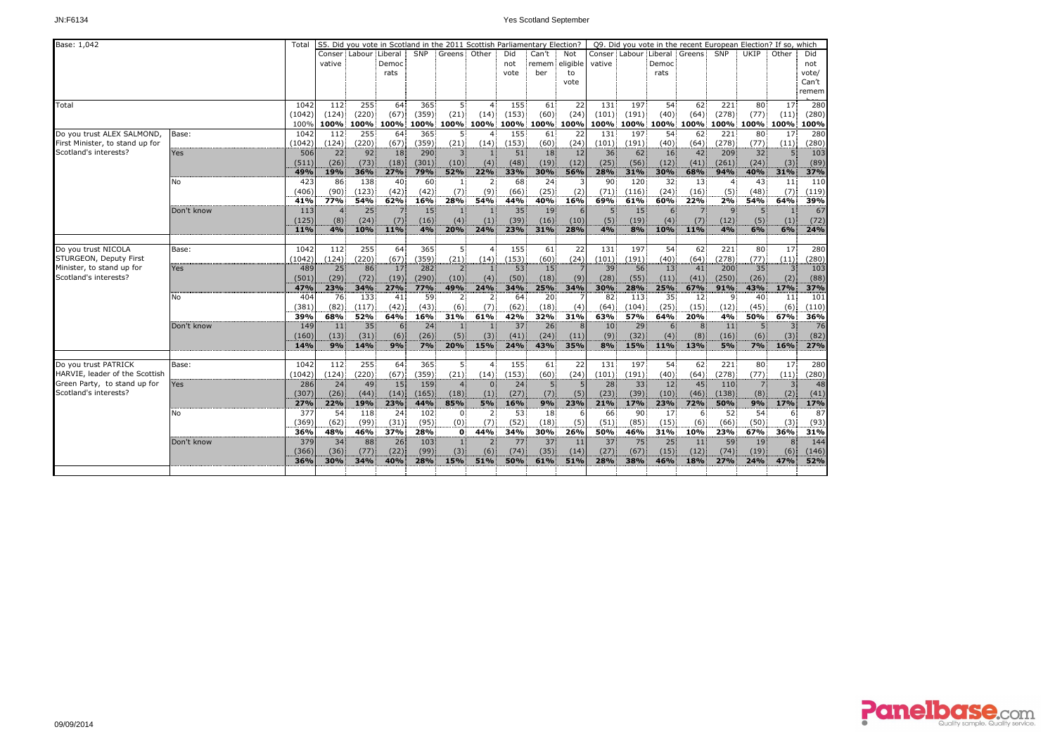| Base: 1,042 | | Total | S5. Did you vote in Scotland in the 2011 Scottish Parliamentary Election? | | | | | | | | | Q9. Did you vote in the recent European Election? If so, which | | | | | | | |
|---|---|---|---|---|---|---|---|---|---|---|---|---|---|---|---|---|---|---|---|
| | | | Conservative | Labour | Liberal Democrats | SNP | Greens | Other | Did not vote | Can't remember | Not eligible to vote | Conservative | Labour | Liberal Democrats | Greens | SNP | UKIP | Other | Did not vote/ Can't remember |
| Total | | 1042 | 112 | 255 | 64 | 365 | 5 | 4 | 155 | 61 | 22 | 131 | 197 | 54 | 62 | 221 | 80 | 17 | 280 |
| | | (1042) | (124) | (220) | (67) | (359) | (21) | (14) | (153) | (60) | (24) | (101) | (191) | (40) | (64) | (278) | (77) | (11) | (280) |
| | | 100% | 100% | 100% | 100% | 100% | 100% | 100% | 100% | 100% | 100% | 100% | 100% | 100% | 100% | 100% | 100% | 100% | 100% |
| Do you trust ALEX SALMOND, First Minister, to stand up for Scotland's interests? | Base: | 1042 | 112 | 255 | 64 | 365 | 5 | 4 | 155 | 61 | 22 | 131 | 197 | 54 | 62 | 221 | 80 | 17 | 280 |
| | | (1042) | (124) | (220) | (67) | (359) | (21) | (14) | (153) | (60) | (24) | (101) | (191) | (40) | (64) | (278) | (77) | (11) | (280) |
| | Yes | 506 | 22 | 92 | 18 | 290 | 3 | 1 | 51 | 18 | 12 | 36 | 62 | 16 | 42 | 209 | 32 | 5 | 103 |
| | | (511) | (26) | (73) | (18) | (301) | (10) | (4) | (48) | (19) | (12) | (25) | (56) | (12) | (41) | (261) | (24) | (3) | (89) |
| | | 49% | 19% | 36% | 27% | 79% | 52% | 22% | 33% | 30% | 56% | 28% | 31% | 30% | 68% | 94% | 40% | 31% | 37% |
| | No | 423 | 86 | 138 | 40 | 60 | 1 | 2 | 68 | 24 | 3 | 90 | 120 | 32 | 13 | 4 | 43 | 11 | 110 |
| | | (406) | (90) | (123) | (42) | (42) | (7) | (9) | (66) | (25) | (2) | (71) | (116) | (24) | (16) | (5) | (48) | (7) | (119) |
| | | 41% | 77% | 54% | 62% | 16% | 28% | 54% | 44% | 40% | 16% | 69% | 61% | 60% | 22% | 2% | 54% | 64% | 39% |
| | Don't know | 113 | 4 | 25 | 7 | 15 | 1 | 1 | 35 | 19 | 6 | 5 | 15 | 6 | 7 | 9 | 5 | 1 | 67 |
| | | (125) | (8) | (24) | (7) | (16) | (4) | (1) | (39) | (16) | (10) | (5) | (19) | (4) | (7) | (12) | (5) | (1) | (72) |
| | | 11% | 4% | 10% | 11% | 4% | 20% | 24% | 23% | 31% | 28% | 4% | 8% | 10% | 11% | 4% | 6% | 6% | 24% |
| Do you trust NICOLA STURGEON, Deputy First Minister, to stand up for Scotland's interests? | Base: | 1042 | 112 | 255 | 64 | 365 | 5 | 4 | 155 | 61 | 22 | 131 | 197 | 54 | 62 | 221 | 80 | 17 | 280 |
| | | (1042) | (124) | (220) | (67) | (359) | (21) | (14) | (153) | (60) | (24) | (101) | (191) | (40) | (64) | (278) | (77) | (11) | (280) |
| | Yes | 489 | 25 | 86 | 17 | 282 | 2 | 1 | 53 | 15 | 7 | 39 | 56 | 13 | 41 | 200 | 35 | 3 | 103 |
| | | (501) | (29) | (72) | (19) | (290) | (10) | (4) | (50) | (18) | (9) | (28) | (55) | (11) | (41) | (250) | (26) | (2) | (88) |
| | | 47% | 23% | 34% | 27% | 77% | 49% | 24% | 34% | 25% | 34% | 30% | 28% | 25% | 67% | 91% | 43% | 17% | 37% |
| | No | 404 | 76 | 133 | 41 | 59 | 2 | 2 | 64 | 20 | 7 | 82 | 113 | 35 | 12 | 9 | 40 | 11 | 101 |
| | | (381) | (82) | (117) | (42) | (43) | (6) | (7) | (62) | (18) | (4) | (64) | (104) | (25) | (15) | (12) | (45) | (6) | (110) |
| | | 39% | 68% | 52% | 64% | 16% | 31% | 61% | 42% | 32% | 31% | 63% | 57% | 64% | 20% | 4% | 50% | 67% | 36% |
| | Don't know | 149 | 11 | 35 | 6 | 24 | 1 | 1 | 37 | 26 | 8 | 10 | 29 | 6 | 8 | 11 | 5 | 3 | 76 |
| | | (160) | (13) | (31) | (6) | (26) | (5) | (3) | (41) | (24) | (11) | (9) | (32) | (4) | (8) | (16) | (6) | (3) | (82) |
| | | 14% | 9% | 14% | 9% | 7% | 20% | 15% | 24% | 43% | 35% | 8% | 15% | 11% | 13% | 5% | 7% | 16% | 27% |
| Do you trust PATRICK HARVIE, leader of the Scottish Green Party, to stand up for Scotland's interests? | Base: | 1042 | 112 | 255 | 64 | 365 | 5 | 4 | 155 | 61 | 22 | 131 | 197 | 54 | 62 | 221 | 80 | 17 | 280 |
| | | (1042) | (124) | (220) | (67) | (359) | (21) | (14) | (153) | (60) | (24) | (101) | (191) | (40) | (64) | (278) | (77) | (11) | (280) |
| | Yes | 286 | 24 | 49 | 15 | 159 | 4 | 0 | 24 | 5 | 5 | 28 | 33 | 12 | 45 | 110 | 7 | 3 | 48 |
| | | (307) | (26) | (44) | (14) | (165) | (18) | (1) | (27) | (7) | (5) | (23) | (39) | (10) | (46) | (138) | (8) | (2) | (41) |
| | | 27% | 22% | 19% | 23% | 44% | 85% | 5% | 16% | 9% | 23% | 21% | 17% | 23% | 72% | 50% | 9% | 17% | 17% |
| | No | 377 | 54 | 118 | 24 | 102 | 0 | 2 | 53 | 18 | 6 | 66 | 90 | 17 | 6 | 52 | 54 | 6 | 87 |
| | | (369) | (62) | (99) | (31) | (95) | (0) | (7) | (52) | (18) | (5) | (51) | (85) | (15) | (6) | (66) | (50) | (3) | (93) |
| | | 36% | 48% | 46% | 37% | 28% | 0 | 44% | 34% | 30% | 26% | 50% | 46% | 31% | 10% | 23% | 67% | 36% | 31% |
| | Don't know | 379 | 34 | 88 | 26 | 103 | 1 | 2 | 77 | 37 | 11 | 37 | 75 | 25 | 11 | 59 | 19 | 8 | 144 |
| | | (366) | (36) | (77) | (22) | (99) | (3) | (6) | (74) | (35) | (14) | (27) | (67) | (15) | (12) | (74) | (19) | (6) | (146) |
| | | 36% | 30% | 34% | 40% | 28% | 15% | 51% | 50% | 61% | 51% | 28% | 38% | 46% | 18% | 27% | 24% | 47% | 52% |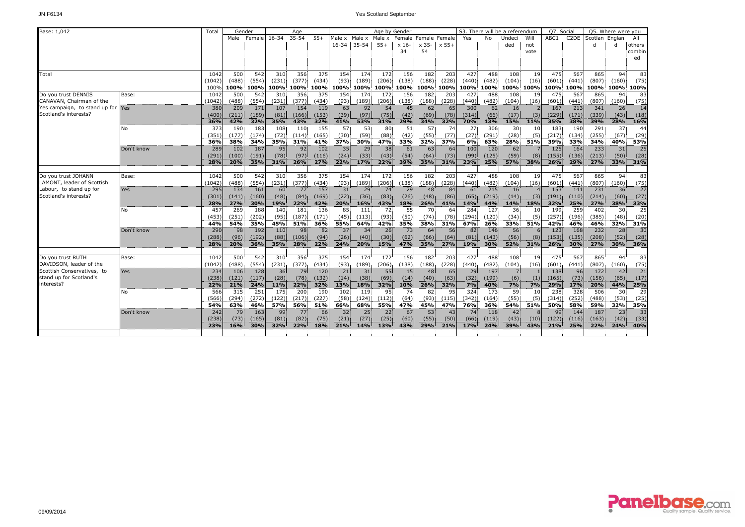| Base: 1,042 | | Total | Gender | | Age | | | Age by Gender | | | | | | S3. There will be a referendum | | | | Q7. Social | | Q5. Where were you | | |
|---|---|---|---|---|---|---|---|---|---|---|---|---|---|---|---|---|---|---|---|---|---|---|
| | | | Male | Female | 16-34 | 35-54 | 55+ | Male x 16-34 | Male x 35-54 | Male x 55+ | Female x 16-34 | Female x 35-54 | Female x 55+ | Yes | No | Undecided | Will not vote | ABC1 | C2DE | Scotland | England | All others combined |
| Total | | 1042 | 500 | 542 | 310 | 356 | 375 | 154 | 174 | 172 | 156 | 182 | 203 | 427 | 488 | 108 | 19 | 475 | 567 | 865 | 94 | 83 |
| | | (1042) | (488) | (554) | (231) | (377) | (434) | (93) | (189) | (206) | (138) | (188) | (228) | (440) | (482) | (104) | (16) | (601) | (441) | (807) | (160) | (75) |
| | | 100% | 100% | 100% | 100% | 100% | 100% | 100% | 100% | 100% | 100% | 100% | 100% | 100% | 100% | 100% | 100% | 100% | 100% | 100% | 100% | 100% |
| Do you trust DENNIS CANAVAN, Chairman of the Yes campaign, to stand up for Scotland's interests? | Base: | 1042 | 500 | 542 | 310 | 356 | 375 | 154 | 174 | 172 | 156 | 182 | 203 | 427 | 488 | 108 | 19 | 475 | 567 | 865 | 94 | 83 |
| | | (1042) | (488) | (554) | (231) | (377) | (434) | (93) | (189) | (206) | (138) | (188) | (228) | (440) | (482) | (104) | (16) | (601) | (441) | (807) | (160) | (75) |
| | Yes | 380 | 209 | 171 | 107 | 154 | 119 | 63 | 92 | 54 | 45 | 62 | 65 | 300 | 62 | 16 | 2 | 167 | 213 | 341 | 26 | 14 |
| | | (400) | (211) | (189) | (81) | (166) | (153) | (39) | (97) | (75) | (42) | (69) | (78) | (314) | (66) | (17) | (3) | (229) | (171) | (339) | (43) | (18) |
| | | 36% | 42% | 32% | 35% | 43% | 32% | 41% | 53% | 31% | 29% | 34% | 32% | 70% | 13% | 15% | 11% | 35% | 38% | 39% | 28% | 16% |
| | No | 373 | 190 | 183 | 108 | 110 | 155 | 57 | 53 | 80 | 51 | 57 | 74 | 27 | 306 | 30 | 10 | 183 | 190 | 291 | 37 | 44 |
| | | (351) | (177) | (174) | (72) | (114) | (165) | (30) | (59) | (88) | (42) | (55) | (77) | (27) | (291) | (28) | (5) | (217) | (134) | (255) | (67) | (29) |
| | | 36% | 38% | 34% | 35% | 31% | 41% | 37% | 30% | 47% | 33% | 32% | 37% | 6% | 63% | 28% | 51% | 39% | 33% | 34% | 40% | 53% |
| | Don't know | 289 | 102 | 187 | 95 | 92 | 102 | 35 | 29 | 38 | 61 | 63 | 64 | 100 | 120 | 62 | 7 | 125 | 164 | 233 | 31 | 25 |
| | | (291) | (100) | (191) | (78) | (97) | (116) | (24) | (33) | (43) | (54) | (64) | (73) | (99) | (125) | (59) | (8) | (155) | (136) | (213) | (50) | (28) |
| | | 28% | 20% | 35% | 31% | 26% | 27% | 22% | 17% | 22% | 39% | 35% | 31% | 23% | 25% | 57% | 38% | 26% | 29% | 27% | 33% | 31% |
| Do you trust JOHANN LAMONT, leader of Scottish Labour, to stand up for Scotland's interests? | Base: | 1042 | 500 | 542 | 310 | 356 | 375 | 154 | 174 | 172 | 156 | 182 | 203 | 427 | 488 | 108 | 19 | 475 | 567 | 865 | 94 | 83 |
| | | (1042) | (488) | (554) | (231) | (377) | (434) | (93) | (189) | (206) | (138) | (188) | (228) | (440) | (482) | (104) | (16) | (601) | (441) | (807) | (160) | (75) |
| | Yes | 295 | 134 | 161 | 60 | 77 | 157 | 31 | 29 | 74 | 29 | 48 | 84 | 61 | 215 | 16 | 4 | 153 | 141 | 231 | 36 | 27 |
| | | (301) | (141) | (160) | (48) | (84) | (169) | (22) | (36) | (83) | (26) | (48) | (86) | (65) | (219) | (14) | (3) | (191) | (110) | (214) | (60) | (27) |
| | | 28% | 27% | 30% | 19% | 22% | 42% | 20% | 16% | 43% | 18% | 26% | 41% | 14% | 44% | 14% | 18% | 32% | 25% | 27% | 38% | 33% |
| | No | 457 | 269 | 188 | 140 | 181 | 136 | 85 | 111 | 72 | 55 | 70 | 64 | 284 | 127 | 36 | 10 | 199 | 259 | 402 | 30 | 25 |
| | | (453) | (251) | (202) | (95) | (187) | (171) | (45) | (113) | (93) | (50) | (74) | (78) | (294) | (120) | (34) | (5) | (257) | (196) | (385) | (48) | (20) |
| | | 44% | 54% | 35% | 45% | 51% | 36% | 55% | 64% | 42% | 35% | 38% | 31% | 67% | 26% | 33% | 51% | 42% | 46% | 46% | 32% | 31% |
| | Don't know | 290 | 98 | 192 | 110 | 98 | 82 | 37 | 34 | 26 | 73 | 64 | 56 | 82 | 146 | 56 | 6 | 123 | 168 | 232 | 28 | 30 |
| | | (288) | (96) | (192) | (88) | (106) | (94) | (26) | (40) | (30) | (62) | (66) | (64) | (81) | (143) | (56) | (8) | (153) | (135) | (208) | (52) | (28) |
| | | 28% | 20% | 36% | 35% | 28% | 22% | 24% | 20% | 15% | 47% | 35% | 27% | 19% | 30% | 52% | 31% | 26% | 30% | 27% | 30% | 36% |
| Do you trust RUTH DAVIDSON, leader of the Scottish Conservatives, to stand up for Scotland's interests? | Base: | 1042 | 500 | 542 | 310 | 356 | 375 | 154 | 174 | 172 | 156 | 182 | 203 | 427 | 488 | 108 | 19 | 475 | 567 | 865 | 94 | 83 |
| | | (1042) | (488) | (554) | (231) | (377) | (434) | (93) | (189) | (206) | (138) | (188) | (228) | (440) | (482) | (104) | (16) | (601) | (441) | (807) | (160) | (75) |
| | Yes | 234 | 106 | 128 | 36 | 79 | 120 | 21 | 31 | 55 | 15 | 48 | 65 | 29 | 197 | 7 | 1 | 138 | 96 | 172 | 42 | 21 |
| | | (238) | (121) | (117) | (28) | (78) | (132) | (14) | (38) | (69) | (14) | (40) | (63) | (32) | (199) | (6) | (1) | (165) | (73) | (156) | (65) | (17) |
| | | 22% | 21% | 24% | 11% | 22% | 32% | 13% | 18% | 32% | 10% | 26% | 32% | 7% | 40% | 7% | 7% | 29% | 17% | 20% | 44% | 25% |
| | No | 566 | 315 | 251 | 175 | 200 | 190 | 102 | 119 | 95 | 74 | 82 | 95 | 324 | 173 | 59 | 10 | 238 | 328 | 506 | 30 | 29 |
| | | (566) | (294) | (272) | (122) | (217) | (227) | (58) | (124) | (112) | (64) | (93) | (115) | (342) | (164) | (55) | (5) | (314) | (252) | (488) | (53) | (25) |
| | | 54% | 63% | 46% | 57% | 56% | 51% | 66% | 68% | 55% | 47% | 45% | 47% | 76% | 36% | 54% | 51% | 50% | 58% | 59% | 32% | 35% |
| | Don't know | 242 | 79 | 163 | 99 | 77 | 66 | 32 | 25 | 22 | 67 | 53 | 43 | 74 | 118 | 42 | 8 | 99 | 144 | 187 | 23 | 33 |
| | | (238) | (73) | (165) | (81) | (82) | (75) | (21) | (27) | (25) | (60) | (55) | (50) | (66) | (119) | (43) | (10) | (122) | (116) | (163) | (42) | (33) |
| | | 23% | 16% | 30% | 32% | 22% | 18% | 21% | 14% | 13% | 43% | 29% | 21% | 17% | 24% | 39% | 43% | 21% | 25% | 22% | 24% | 40% |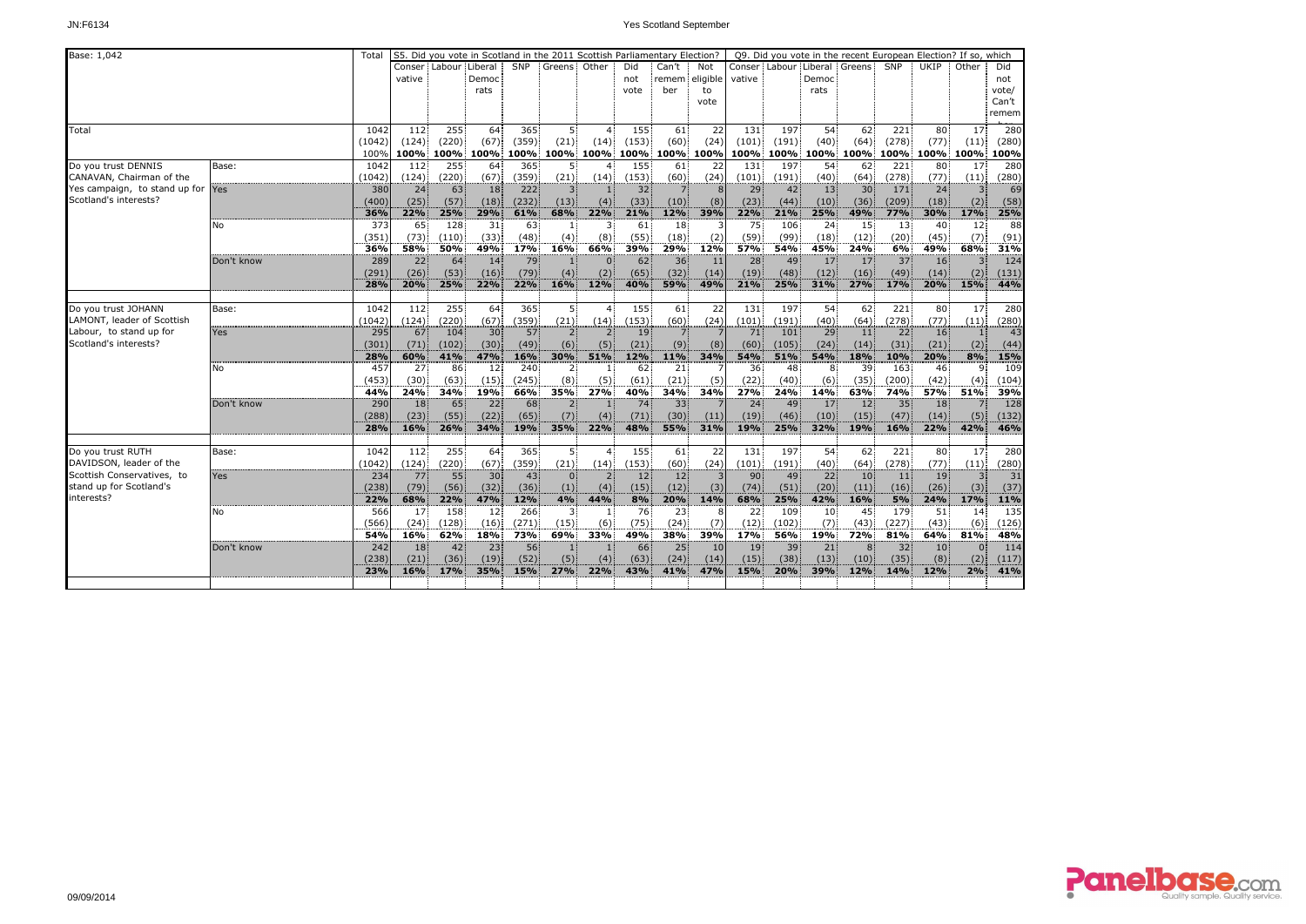| Base: 1,042 | | Total | S5. Did you vote in Scotland in the 2011 Scottish Parliamentary Election? | | | | | | | | | Q9. Did you vote in the recent European Election? If so, which | | | | | | | |
|---|---|---|---|---|---|---|---|---|---|---|---|---|---|---|---|---|---|---|---|
| | | | Conservative | Labour | Liberal Democrats | SNP | Greens | Other | Did not vote | Can't remember | Not eligible to vote | Conservative | Labour | Liberal Democrats | Greens | SNP | UKIP | Other | Did not vote/ Can't remember |
| Total | | 1042 | 112 | 255 | 64 | 365 | 5 | 4 | 155 | 61 | 22 | 131 | 197 | 54 | 62 | 221 | 80 | 17 | 280 |
| | | (1042) | (124) | (220) | (67) | (359) | (21) | (14) | (153) | (60) | (24) | (101) | (191) | (40) | (64) | (278) | (77) | (11) | (280) |
| | | 100% | 100% | 100% | 100% | 100% | 100% | 100% | 100% | 100% | 100% | 100% | 100% | 100% | 100% | 100% | 100% | 100% | 100% |
| Do you trust DENNIS CANAVAN, Chairman of the Yes campaign, to stand up for Scotland's interests? | Base: | 1042 | 112 | 255 | 64 | 365 | 5 | 4 | 155 | 61 | 22 | 131 | 197 | 54 | 62 | 221 | 80 | 17 | 280 |
| | | (1042) | (124) | (220) | (67) | (359) | (21) | (14) | (153) | (60) | (24) | (101) | (191) | (40) | (64) | (278) | (77) | (11) | (280) |
| | Yes | 380 | 24 | 63 | 18 | 222 | 3 | 1 | 32 | 7 | 8 | 29 | 42 | 13 | 30 | 171 | 24 | 3 | 69 |
| | | (400) | (25) | (57) | (18) | (232) | (13) | (4) | (33) | (10) | (8) | (23) | (44) | (10) | (36) | (209) | (18) | (2) | (58) |
| | | 36% | 22% | 25% | 29% | 61% | 68% | 22% | 21% | 12% | 39% | 22% | 21% | 25% | 49% | 77% | 30% | 17% | 25% |
| | No | 373 | 65 | 128 | 31 | 63 | 1 | 3 | 61 | 18 | 3 | 75 | 106 | 24 | 15 | 13 | 40 | 12 | 88 |
| | | (351) | (73) | (110) | (33) | (48) | (4) | (8) | (55) | (18) | (2) | (59) | (99) | (18) | (12) | (20) | (45) | (7) | (91) |
| | | 36% | 58% | 50% | 49% | 17% | 16% | 66% | 39% | 29% | 12% | 57% | 54% | 45% | 24% | 6% | 49% | 68% | 31% |
| | Don't know | 289 | 22 | 64 | 14 | 79 | 1 | 0 | 62 | 36 | 11 | 28 | 49 | 17 | 17 | 37 | 16 | 3 | 124 |
| | | (291) | (26) | (53) | (16) | (79) | (4) | (2) | (65) | (32) | (14) | (19) | (48) | (12) | (16) | (49) | (14) | (2) | (131) |
| | | 28% | 20% | 25% | 22% | 22% | 16% | 12% | 40% | 59% | 49% | 21% | 25% | 31% | 27% | 17% | 20% | 15% | 44% |
| Do you trust JOHANN LAMONT, leader of Scottish Labour, to stand up for Scotland's interests? | Base: | 1042 | 112 | 255 | 64 | 365 | 5 | 4 | 155 | 61 | 22 | 131 | 197 | 54 | 62 | 221 | 80 | 17 | 280 |
| | | (1042) | (124) | (220) | (67) | (359) | (21) | (14) | (153) | (60) | (24) | (101) | (191) | (40) | (64) | (278) | (77) | (11) | (280) |
| | Yes | 295 | 67 | 104 | 30 | 57 | 2 | 2 | 19 | 7 | 7 | 71 | 101 | 29 | 11 | 22 | 16 | 1 | 43 |
| | | (301) | (71) | (102) | (30) | (49) | (6) | (5) | (21) | (9) | (8) | (60) | (105) | (24) | (14) | (31) | (21) | (2) | (44) |
| | | 28% | 60% | 41% | 47% | 16% | 30% | 51% | 12% | 11% | 34% | 54% | 51% | 54% | 18% | 10% | 20% | 8% | 15% |
| | No | 457 | 27 | 86 | 12 | 240 | 2 | 1 | 62 | 21 | 7 | 36 | 48 | 8 | 39 | 163 | 46 | 9 | 109 |
| | | (453) | (30) | (63) | (15) | (245) | (8) | (5) | (61) | (21) | (5) | (22) | (40) | (6) | (35) | (200) | (42) | (4) | (104) |
| | | 44% | 24% | 34% | 19% | 66% | 35% | 27% | 40% | 34% | 34% | 27% | 24% | 14% | 63% | 74% | 57% | 51% | 39% |
| | Don't know | 290 | 18 | 65 | 22 | 68 | 2 | 1 | 74 | 33 | 7 | 24 | 49 | 17 | 12 | 35 | 18 | 7 | 128 |
| | | (288) | (23) | (55) | (22) | (65) | (7) | (4) | (71) | (30) | (11) | (19) | (46) | (10) | (15) | (47) | (14) | (5) | (132) |
| | | 28% | 16% | 26% | 34% | 19% | 35% | 22% | 48% | 55% | 31% | 19% | 25% | 32% | 19% | 16% | 22% | 42% | 46% |
| Do you trust RUTH DAVIDSON, leader of the Scottish Conservatives, to stand up for Scotland's interests? | Base: | 1042 | 112 | 255 | 64 | 365 | 5 | 4 | 155 | 61 | 22 | 131 | 197 | 54 | 62 | 221 | 80 | 17 | 280 |
| | | (1042) | (124) | (220) | (67) | (359) | (21) | (14) | (153) | (60) | (24) | (101) | (191) | (40) | (64) | (278) | (77) | (11) | (280) |
| | Yes | 234 | 77 | 55 | 30 | 43 | 0 | 2 | 12 | 12 | 3 | 90 | 49 | 22 | 10 | 11 | 19 | 3 | 31 |
| | | (238) | (79) | (56) | (32) | (36) | (1) | (4) | (15) | (12) | (3) | (74) | (51) | (20) | (11) | (16) | (26) | (3) | (37) |
| | | 22% | 68% | 22% | 47% | 12% | 4% | 44% | 8% | 20% | 14% | 68% | 25% | 42% | 16% | 5% | 24% | 17% | 11% |
| | No | 566 | 17 | 158 | 12 | 266 | 3 | 1 | 76 | 23 | 8 | 22 | 109 | 10 | 45 | 179 | 51 | 14 | 135 |
| | | (566) | (24) | (128) | (16) | (271) | (15) | (6) | (75) | (24) | (7) | (12) | (102) | (7) | (43) | (227) | (43) | (6) | (126) |
| | | 54% | 16% | 62% | 18% | 73% | 69% | 33% | 49% | 38% | 39% | 17% | 56% | 19% | 72% | 81% | 64% | 81% | 48% |
| | Don't know | 242 | 18 | 42 | 23 | 56 | 1 | 1 | 66 | 25 | 10 | 19 | 39 | 21 | 8 | 32 | 10 | 0 | 114 |
| | | (238) | (21) | (36) | (19) | (52) | (5) | (4) | (63) | (24) | (14) | (15) | (38) | (13) | (10) | (35) | (8) | (2) | (117) |
| | | 23% | 16% | 17% | 35% | 15% | 27% | 22% | 43% | 41% | 47% | 15% | 20% | 39% | 12% | 14% | 12% | 2% | 41% |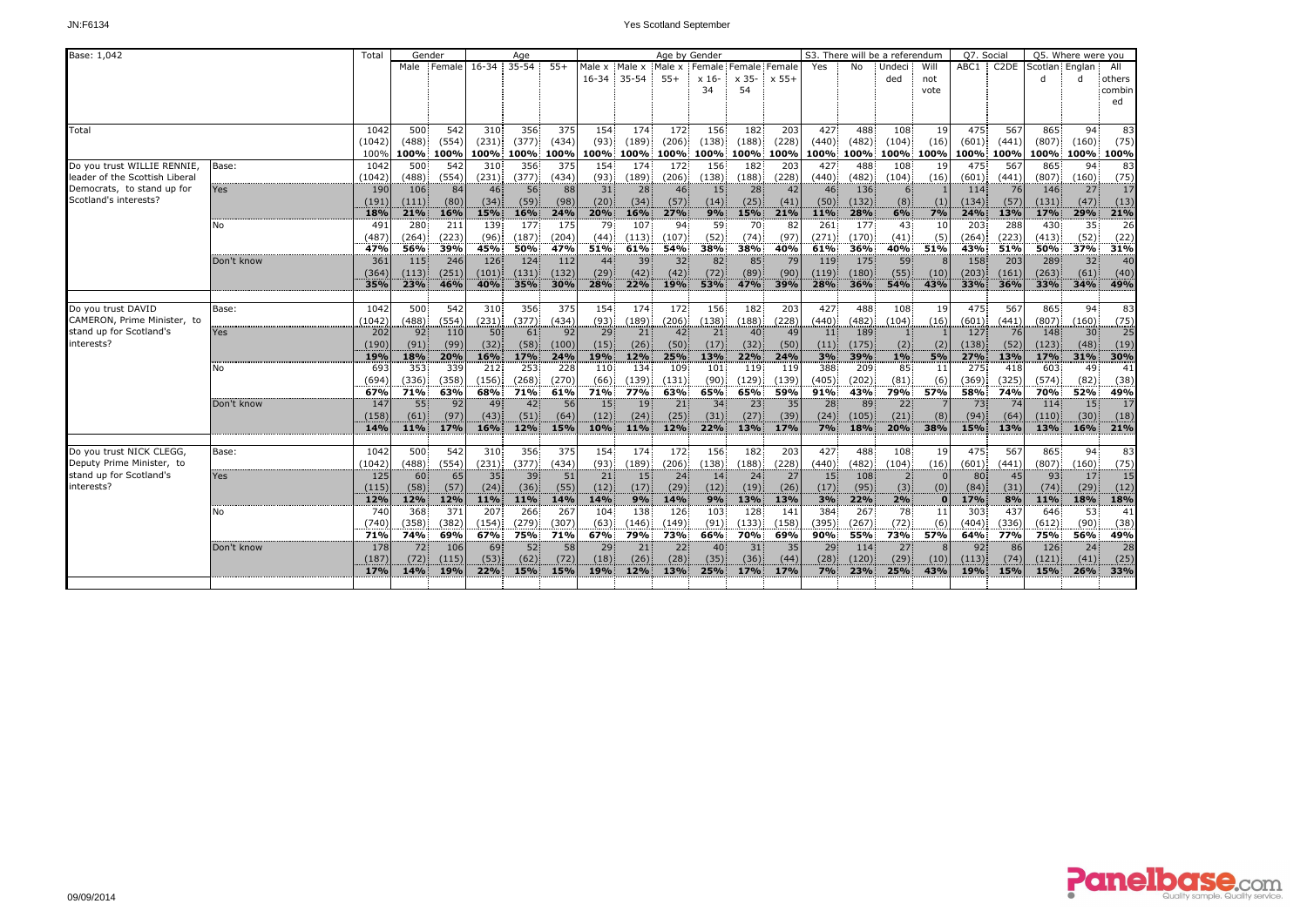| Base: 1,042 | | Total | Gender | | Age | | | Age by Gender | | | | | | S3. There will be a referendum | | | | Q7. Social | | Q5. Where were you | | |
|---|---|---|---|---|---|---|---|---|---|---|---|---|---|---|---|---|---|---|---|---|---|---|
| | | | Male | Female | 16-34 | 35-54 | 55+ | Male x 16-34 | Male x 35-54 | Male x 55+ | Female x 16-34 | Female x 35-54 | Female x 55+ | Yes | No | Undecided | Will not vote | ABC1 | C2DE | Scotland | England | All others combined |
| Total | | 1042 | 500 | 542 | 310 | 356 | 375 | 154 | 174 | 172 | 156 | 182 | 203 | 427 | 488 | 108 | 19 | 475 | 567 | 865 | 94 | 83 |
| | | (1042) | (488) | (554) | (231) | (377) | (434) | (93) | (189) | (206) | (138) | (188) | (228) | (440) | (482) | (104) | (16) | (601) | (441) | (807) | (160) | (75) |
| | | 100% | 100% | 100% | 100% | 100% | 100% | 100% | 100% | 100% | 100% | 100% | 100% | 100% | 100% | 100% | 100% | 100% | 100% | 100% | 100% | 100% |
| Do you trust WILLIE RENNIE, leader of the Scottish Liberal Democrats, to stand up for Scotland's interests? | Base: | 1042 | 500 | 542 | 310 | 356 | 375 | 154 | 174 | 172 | 156 | 182 | 203 | 427 | 488 | 108 | 19 | 475 | 567 | 865 | 94 | 83 |
| | | (1042) | (488) | (554) | (231) | (377) | (434) | (93) | (189) | (206) | (138) | (188) | (228) | (440) | (482) | (104) | (16) | (601) | (441) | (807) | (160) | (75) |
| | Yes | 190 | 106 | 84 | 46 | 56 | 88 | 31 | 28 | 46 | 15 | 28 | 42 | 46 | 136 | 6 | 1 | 114 | 76 | 146 | 27 | 17 |
| | | (191) | (111) | (80) | (34) | (59) | (98) | (20) | (34) | (57) | (14) | (25) | (41) | (50) | (132) | (8) | (1) | (134) | (57) | (131) | (47) | (13) |
| | | 18% | 21% | 16% | 15% | 16% | 24% | 20% | 16% | 27% | 9% | 15% | 21% | 11% | 28% | 6% | 7% | 24% | 13% | 17% | 29% | 21% |
| | No | 491 | 280 | 211 | 139 | 177 | 175 | 79 | 107 | 94 | 59 | 70 | 82 | 261 | 177 | 43 | 10 | 203 | 288 | 430 | 35 | 26 |
| | | (487) | (264) | (223) | (96) | (187) | (204) | (44) | (113) | (107) | (52) | (74) | (97) | (271) | (170) | (41) | (5) | (264) | (223) | (413) | (52) | (22) |
| | | 47% | 56% | 39% | 45% | 50% | 47% | 51% | 61% | 54% | 38% | 38% | 40% | 61% | 36% | 40% | 51% | 43% | 51% | 50% | 37% | 31% |
| | Don't know | 361 | 115 | 246 | 126 | 124 | 112 | 44 | 39 | 32 | 82 | 85 | 79 | 119 | 175 | 59 | 8 | 158 | 203 | 289 | 32 | 40 |
| | | (364) | (113) | (251) | (101) | (131) | (132) | (29) | (42) | (42) | (72) | (89) | (90) | (119) | (180) | (55) | (10) | (203) | (161) | (263) | (61) | (40) |
| | | 35% | 23% | 46% | 40% | 35% | 30% | 28% | 22% | 19% | 53% | 47% | 39% | 28% | 36% | 54% | 43% | 33% | 36% | 33% | 34% | 49% |
| Do you trust DAVID CAMERON, Prime Minister, to stand up for Scotland's interests? | Base: | 1042 | 500 | 542 | 310 | 356 | 375 | 154 | 174 | 172 | 156 | 182 | 203 | 427 | 488 | 108 | 19 | 475 | 567 | 865 | 94 | 83 |
| | | (1042) | (488) | (554) | (231) | (377) | (434) | (93) | (189) | (206) | (138) | (188) | (228) | (440) | (482) | (104) | (16) | (601) | (441) | (807) | (160) | (75) |
| | Yes | 202 | 92 | 110 | 50 | 61 | 92 | 29 | 21 | 42 | 21 | 40 | 49 | 11 | 189 | 1 | 1 | 127 | 76 | 148 | 30 | 25 |
| | | (190) | (91) | (99) | (32) | (58) | (100) | (15) | (26) | (50) | (17) | (32) | (50) | (11) | (175) | (2) | (2) | (138) | (52) | (123) | (48) | (19) |
| | | 19% | 18% | 20% | 16% | 17% | 24% | 19% | 12% | 25% | 13% | 22% | 24% | 3% | 39% | 1% | 5% | 27% | 13% | 17% | 31% | 30% |
| | No | 693 | 353 | 339 | 212 | 253 | 228 | 110 | 134 | 109 | 101 | 119 | 119 | 388 | 209 | 85 | 11 | 275 | 418 | 603 | 49 | 41 |
| | | (694) | (336) | (358) | (156) | (268) | (270) | (66) | (139) | (131) | (90) | (129) | (139) | (405) | (202) | (81) | (6) | (369) | (325) | (574) | (82) | (38) |
| | | 67% | 71% | 63% | 68% | 71% | 61% | 71% | 77% | 63% | 65% | 65% | 59% | 91% | 43% | 79% | 57% | 58% | 74% | 70% | 52% | 49% |
| | Don't know | 147 | 55 | 92 | 49 | 42 | 56 | 15 | 19 | 21 | 34 | 23 | 35 | 28 | 89 | 22 | 7 | 73 | 74 | 114 | 15 | 17 |
| | | (158) | (61) | (97) | (43) | (51) | (64) | (12) | (24) | (25) | (31) | (27) | (39) | (24) | (105) | (21) | (8) | (94) | (64) | (110) | (30) | (18) |
| | | 14% | 11% | 17% | 16% | 12% | 15% | 10% | 11% | 12% | 22% | 13% | 17% | 7% | 18% | 20% | 38% | 15% | 13% | 13% | 16% | 21% |
| Do you trust NICK CLEGG, Deputy Prime Minister, to stand up for Scotland's interests? | Base: | 1042 | 500 | 542 | 310 | 356 | 375 | 154 | 174 | 172 | 156 | 182 | 203 | 427 | 488 | 108 | 19 | 475 | 567 | 865 | 94 | 83 |
| | | (1042) | (488) | (554) | (231) | (377) | (434) | (93) | (189) | (206) | (138) | (188) | (228) | (440) | (482) | (104) | (16) | (601) | (441) | (807) | (160) | (75) |
| | Yes | 125 | 60 | 65 | 35 | 39 | 51 | 21 | 15 | 24 | 14 | 24 | 27 | 15 | 108 | 2 | 0 | 80 | 45 | 93 | 17 | 15 |
| | | (115) | (58) | (57) | (24) | (36) | (55) | (12) | (17) | (29) | (12) | (19) | (26) | (17) | (95) | (3) | (0) | (84) | (31) | (74) | (29) | (12) |
| | | 12% | 12% | 12% | 11% | 11% | 14% | 14% | 9% | 14% | 9% | 13% | 13% | 3% | 22% | 2% | 0 | 17% | 8% | 11% | 18% | 18% |
| | No | 740 | 368 | 371 | 207 | 266 | 267 | 104 | 138 | 126 | 103 | 128 | 141 | 384 | 267 | 78 | 11 | 303 | 437 | 646 | 53 | 41 |
| | | (740) | (358) | (382) | (154) | (279) | (307) | (63) | (146) | (149) | (91) | (133) | (158) | (395) | (267) | (72) | (6) | (404) | (336) | (612) | (90) | (38) |
| | | 71% | 74% | 69% | 67% | 75% | 71% | 67% | 79% | 73% | 66% | 70% | 69% | 90% | 55% | 73% | 57% | 64% | 77% | 75% | 56% | 49% |
| | Don't know | 178 | 72 | 106 | 69 | 52 | 58 | 29 | 21 | 22 | 40 | 31 | 35 | 29 | 114 | 27 | 8 | 92 | 86 | 126 | 24 | 28 |
| | | (187) | (72) | (115) | (53) | (62) | (72) | (18) | (26) | (28) | (35) | (36) | (44) | (28) | (120) | (29) | (10) | (113) | (74) | (121) | (41) | (25) |
| | | 17% | 14% | 19% | 22% | 15% | 15% | 19% | 12% | 13% | 25% | 17% | 17% | 7% | 23% | 25% | 43% | 19% | 15% | 15% | 26% | 33% |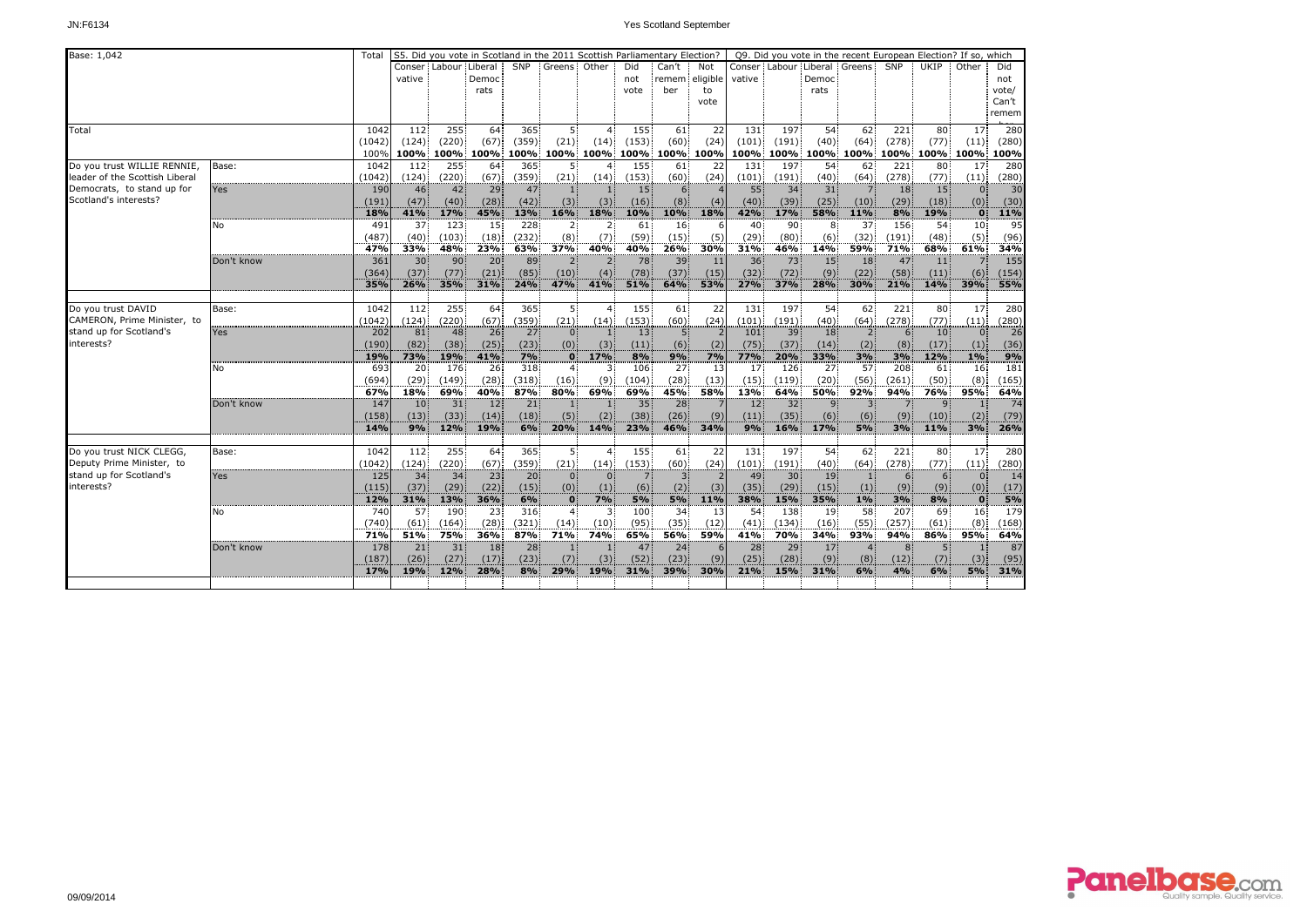| Base: 1,042 | | Total | S5. Did you vote in Scotland in the 2011 Scottish Parliamentary Election? | | | | | | | | | Q9. Did you vote in the recent European Election? If so, which | | | | | | | |
|---|---|---|---|---|---|---|---|---|---|---|---|---|---|---|---|---|---|---|---|
| | | | Conservative | Labour | Liberal Democrats | SNP | Greens | Other | Did not vote | Can't remember | Not eligible to vote | Conservative | Labour | Liberal Democrats | Greens | SNP | UKIP | Other | Did not vote/ Can't remember |
| Total | | 1042 | 112 | 255 | 64 | 365 | 5 | 4 | 155 | 61 | 22 | 131 | 197 | 54 | 62 | 221 | 80 | 17 | 280 |
| | | (1042) | (124) | (220) | (67) | (359) | (21) | (14) | (153) | (60) | (24) | (101) | (191) | (40) | (64) | (278) | (77) | (11) | (280) |
| | | 100% | 100% | 100% | 100% | 100% | 100% | 100% | 100% | 100% | 100% | 100% | 100% | 100% | 100% | 100% | 100% | 100% | 100% |
| Do you trust WILLIE RENNIE, leader of the Scottish Liberal Democrats, to stand up for Scotland's interests? | Base: | 1042 | 112 | 255 | 64 | 365 | 5 | 4 | 155 | 61 | 22 | 131 | 197 | 54 | 62 | 221 | 80 | 17 | 280 |
| | | (1042) | (124) | (220) | (67) | (359) | (21) | (14) | (153) | (60) | (24) | (101) | (191) | (40) | (64) | (278) | (77) | (11) | (280) |
| | Yes | 190 | 46 | 42 | 29 | 47 | 1 | 1 | 15 | 6 | 4 | 55 | 34 | 31 | 7 | 18 | 15 | 0 | 30 |
| | | (191) | (47) | (40) | (28) | (42) | (3) | (3) | (16) | (8) | (4) | (40) | (39) | (25) | (10) | (29) | (18) | (0) | (30) |
| | | 18% | 41% | 17% | 45% | 13% | 16% | 18% | 10% | 10% | 18% | 42% | 17% | 58% | 11% | 8% | 19% | 0 | 11% |
| | No | 491 | 37 | 123 | 15 | 228 | 2 | 2 | 61 | 16 | 6 | 40 | 90 | 8 | 37 | 156 | 54 | 10 | 95 |
| | | (487) | (40) | (103) | (18) | (232) | (8) | (7) | (59) | (15) | (5) | (29) | (80) | (6) | (32) | (191) | (48) | (5) | (96) |
| | | 47% | 33% | 48% | 23% | 63% | 37% | 40% | 40% | 26% | 30% | 31% | 46% | 14% | 59% | 71% | 68% | 61% | 34% |
| | Don't know | 361 | 30 | 90 | 20 | 89 | 2 | 2 | 78 | 39 | 11 | 36 | 73 | 15 | 18 | 47 | 11 | 7 | 155 |
| | | (364) | (37) | (77) | (21) | (85) | (10) | (4) | (78) | (37) | (15) | (32) | (72) | (9) | (22) | (58) | (11) | (6) | (154) |
| | | 35% | 26% | 35% | 31% | 24% | 47% | 41% | 51% | 64% | 53% | 27% | 37% | 28% | 30% | 21% | 14% | 39% | 55% |
| Do you trust DAVID CAMERON, Prime Minister, to stand up for Scotland's interests? | Base: | 1042 | 112 | 255 | 64 | 365 | 5 | 4 | 155 | 61 | 22 | 131 | 197 | 54 | 62 | 221 | 80 | 17 | 280 |
| | | (1042) | (124) | (220) | (67) | (359) | (21) | (14) | (153) | (60) | (24) | (101) | (191) | (40) | (64) | (278) | (77) | (11) | (280) |
| | Yes | 202 | 81 | 48 | 26 | 27 | 0 | 1 | 13 | 5 | 2 | 101 | 39 | 18 | 2 | 6 | 10 | 0 | 26 |
| | | (190) | (82) | (38) | (25) | (23) | (0) | (3) | (11) | (6) | (2) | (75) | (37) | (14) | (2) | (8) | (17) | (1) | (36) |
| | | 19% | 73% | 19% | 41% | 7% | 0 | 17% | 8% | 9% | 7% | 77% | 20% | 33% | 3% | 3% | 12% | 1% | 9% |
| | No | 693 | 20 | 176 | 26 | 318 | 4 | 3 | 106 | 27 | 13 | 17 | 126 | 27 | 57 | 208 | 61 | 16 | 181 |
| | | (694) | (29) | (149) | (28) | (318) | (16) | (9) | (104) | (28) | (13) | (15) | (119) | (20) | (56) | (261) | (50) | (8) | (165) |
| | | 67% | 18% | 69% | 40% | 87% | 80% | 69% | 69% | 45% | 58% | 13% | 64% | 50% | 92% | 94% | 76% | 95% | 64% |
| | Don't know | 147 | 10 | 31 | 12 | 21 | 1 | 1 | 35 | 28 | 7 | 12 | 32 | 9 | 3 | 7 | 9 | 1 | 74 |
| | | (158) | (13) | (33) | (14) | (18) | (5) | (2) | (38) | (26) | (9) | (11) | (35) | (6) | (6) | (9) | (10) | (2) | (79) |
| | | 14% | 9% | 12% | 19% | 6% | 20% | 14% | 23% | 46% | 34% | 9% | 16% | 17% | 5% | 3% | 11% | 3% | 26% |
| Do you trust NICK CLEGG, Deputy Prime Minister, to stand up for Scotland's interests? | Base: | 1042 | 112 | 255 | 64 | 365 | 5 | 4 | 155 | 61 | 22 | 131 | 197 | 54 | 62 | 221 | 80 | 17 | 280 |
| | | (1042) | (124) | (220) | (67) | (359) | (21) | (14) | (153) | (60) | (24) | (101) | (191) | (40) | (64) | (278) | (77) | (11) | (280) |
| | Yes | 125 | 34 | 34 | 23 | 20 | 0 | 0 | 7 | 3 | 2 | 49 | 30 | 19 | 1 | 6 | 6 | 0 | 14 |
| | | (115) | (37) | (29) | (22) | (15) | (0) | (1) | (6) | (2) | (3) | (35) | (29) | (15) | (1) | (9) | (9) | (0) | (17) |
| | | 12% | 31% | 13% | 36% | 6% | 0 | 7% | 5% | 5% | 11% | 38% | 15% | 35% | 1% | 3% | 8% | 0 | 5% |
| | No | 740 | 57 | 190 | 23 | 316 | 4 | 3 | 100 | 34 | 13 | 54 | 138 | 19 | 58 | 207 | 69 | 16 | 179 |
| | | (740) | (61) | (164) | (28) | (321) | (14) | (10) | (95) | (35) | (12) | (41) | (134) | (16) | (55) | (257) | (61) | (8) | (168) |
| | | 71% | 51% | 75% | 36% | 87% | 71% | 74% | 65% | 56% | 59% | 41% | 70% | 34% | 93% | 94% | 86% | 95% | 64% |
| | Don't know | 178 | 21 | 31 | 18 | 28 | 1 | 1 | 47 | 24 | 6 | 28 | 29 | 17 | 4 | 8 | 5 | 1 | 87 |
| | | (187) | (26) | (27) | (17) | (23) | (7) | (3) | (52) | (23) | (9) | (25) | (28) | (9) | (8) | (12) | (7) | (3) | (95) |
| | | 17% | 19% | 12% | 28% | 8% | 29% | 19% | 31% | 39% | 30% | 21% | 15% | 31% | 6% | 4% | 6% | 5% | 31% |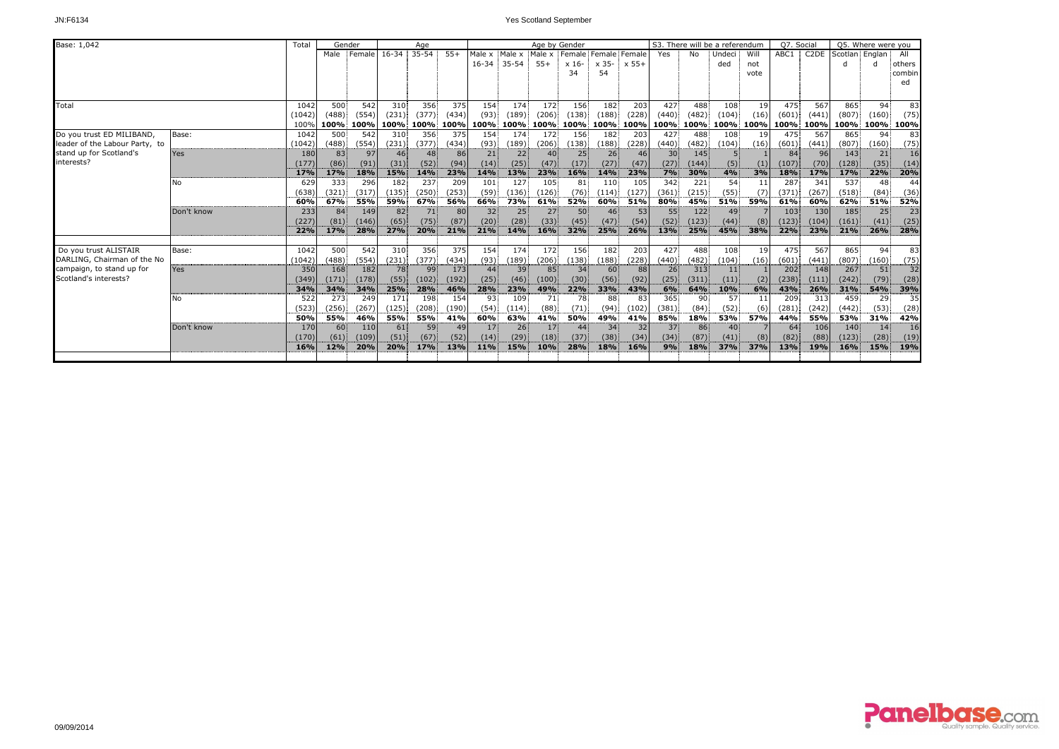Base: 1,042

| | | Total | Gender | | Age | | | Age by Gender | | | | | | S3. There will be a referendum | | | | Q7. Social | | Q5. Where were you | | |
|---|---|---|---|---|---|---|---|---|---|---|---|---|---|---|---|---|---|---|---|---|---|---|
| | | | Male | Female | 16-34 | 35-54 | 55+ | Male x 16-34 | Male x 35-54 | Male x 55+ | Female x 16-34 | Female x 35-54 | Female x 55+ | Yes | No | Undecided | Will not vote | ABC1 | C2DE | Scotland | England | All others combined |
| Total | | 1042 | 500 | 542 | 310 | 356 | 375 | 154 | 174 | 172 | 156 | 182 | 203 | 427 | 488 | 108 | 19 | 475 | 567 | 865 | 94 | 83 |
| | | (1042) | (488) | (554) | (231) | (377) | (434) | (93) | (189) | (206) | (138) | (188) | (228) | (440) | (482) | (104) | (16) | (601) | (441) | (807) | (160) | (75) |
| | | 100% | 100% | 100% | 100% | 100% | 100% | 100% | 100% | 100% | 100% | 100% | 100% | 100% | 100% | 100% | 100% | 100% | 100% | 100% | 100% | 100% |
| Do you trust ED MILIBAND, leader of the Labour Party, to stand up for Scotland's interests? | Base: | 1042 | 500 | 542 | 310 | 356 | 375 | 154 | 174 | 172 | 156 | 182 | 203 | 427 | 488 | 108 | 19 | 475 | 567 | 865 | 94 | 83 |
| | | (1042) | (488) | (554) | (231) | (377) | (434) | (93) | (189) | (206) | (138) | (188) | (228) | (440) | (482) | (104) | (16) | (601) | (441) | (807) | (160) | (75) |
| | Yes | 180 | 83 | 97 | 46 | 48 | 86 | 21 | 22 | 40 | 25 | 26 | 46 | 30 | 145 | 5 | 1 | 84 | 96 | 143 | 21 | 16 |
| | | (177) | (86) | (91) | (31) | (52) | (94) | (14) | (25) | (47) | (17) | (27) | (47) | (27) | (144) | (5) | (1) | (107) | (70) | (128) | (35) | (14) |
| | | 17% | 17% | 18% | 15% | 14% | 23% | 14% | 13% | 23% | 16% | 14% | 23% | 7% | 30% | 4% | 3% | 18% | 17% | 17% | 22% | 20% |
| | No | 629 | 333 | 296 | 182 | 237 | 209 | 101 | 127 | 105 | 81 | 110 | 105 | 342 | 221 | 54 | 11 | 287 | 341 | 537 | 48 | 44 |
| | | (638) | (321) | (317) | (135) | (250) | (253) | (59) | (136) | (126) | (76) | (114) | (127) | (361) | (215) | (55) | (7) | (371) | (267) | (518) | (84) | (36) |
| | | 60% | 67% | 55% | 59% | 67% | 56% | 66% | 73% | 61% | 52% | 60% | 51% | 80% | 45% | 51% | 59% | 61% | 60% | 62% | 51% | 52% |
| | Don't know | 233 | 84 | 149 | 82 | 71 | 80 | 32 | 25 | 27 | 50 | 46 | 53 | 55 | 122 | 49 | 7 | 103 | 130 | 185 | 25 | 23 |
| | | (227) | (81) | (146) | (65) | (75) | (87) | (20) | (28) | (33) | (45) | (47) | (54) | (52) | (123) | (44) | (8) | (123) | (104) | (161) | (41) | (25) |
| | | 22% | 17% | 28% | 27% | 20% | 21% | 21% | 14% | 16% | 32% | 25% | 26% | 13% | 25% | 45% | 38% | 22% | 23% | 21% | 26% | 28% |
| Do you trust ALISTAIR DARLING, Chairman of the No campaign, to stand up for Scotland's interests? | Base: | 1042 | 500 | 542 | 310 | 356 | 375 | 154 | 174 | 172 | 156 | 182 | 203 | 427 | 488 | 108 | 19 | 475 | 567 | 865 | 94 | 83 |
| | | (1042) | (488) | (554) | (231) | (377) | (434) | (93) | (189) | (206) | (138) | (188) | (228) | (440) | (482) | (104) | (16) | (601) | (441) | (807) | (160) | (75) |
| | Yes | 350 | 168 | 182 | 78 | 99 | 173 | 44 | 39 | 85 | 34 | 60 | 88 | 26 | 313 | 11 | 1 | 202 | 148 | 267 | 51 | 32 |
| | | (349) | (171) | (178) | (55) | (102) | (192) | (25) | (46) | (100) | (30) | (56) | (92) | (25) | (311) | (11) | (2) | (238) | (111) | (242) | (79) | (28) |
| | | 34% | 34% | 34% | 25% | 28% | 46% | 28% | 23% | 49% | 22% | 33% | 43% | 6% | 64% | 10% | 6% | 43% | 26% | 31% | 54% | 39% |
| | No | 522 | 273 | 249 | 171 | 198 | 154 | 93 | 109 | 71 | 78 | 88 | 83 | 365 | 90 | 57 | 11 | 209 | 313 | 459 | 29 | 35 |
| | | (523) | (256) | (267) | (125) | (208) | (190) | (54) | (114) | (88) | (71) | (94) | (102) | (381) | (84) | (52) | (6) | (281) | (242) | (442) | (53) | (28) |
| | | 50% | 55% | 46% | 55% | 55% | 41% | 60% | 63% | 41% | 50% | 49% | 41% | 85% | 18% | 53% | 57% | 44% | 55% | 53% | 31% | 42% |
| | Don't know | 170 | 60 | 110 | 61 | 59 | 49 | 17 | 26 | 17 | 44 | 34 | 32 | 37 | 86 | 40 | 7 | 64 | 106 | 140 | 14 | 16 |
| | | (170) | (61) | (109) | (51) | (67) | (52) | (14) | (29) | (18) | (37) | (38) | (34) | (34) | (87) | (41) | (8) | (82) | (88) | (123) | (28) | (19) |
| | | 16% | 12% | 20% | 20% | 17% | 13% | 11% | 15% | 10% | 28% | 18% | 16% | 9% | 18% | 37% | 37% | 13% | 19% | 16% | 15% | 19% |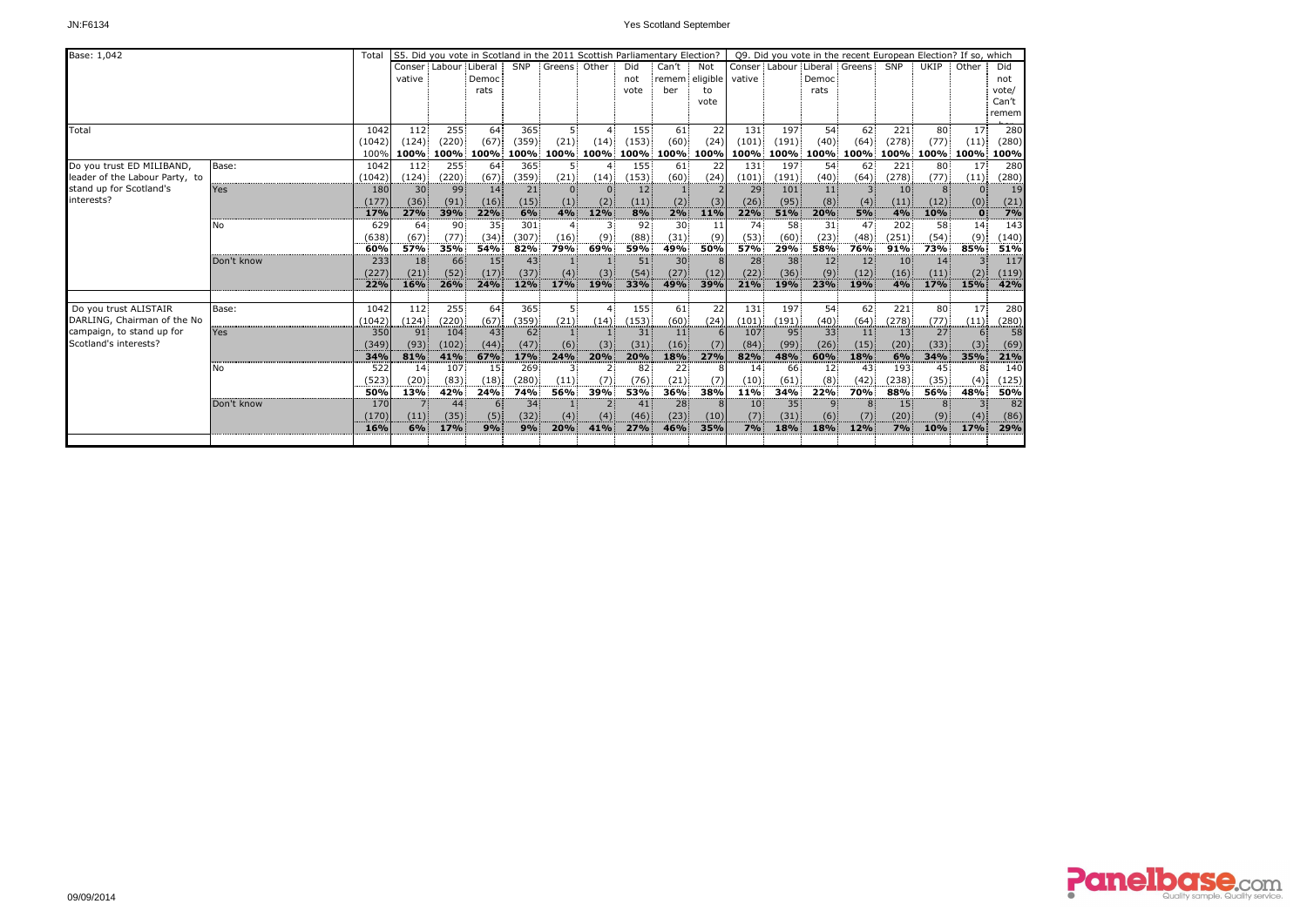| Base: 1,042 | | Total | S5. Did you vote in Scotland in the 2011 Scottish Parliamentary Election? | | | | | | | | | Q9. Did you vote in the recent European Election? If so, which | | | | | | | |
|---|---|---|---|---|---|---|---|---|---|---|---|---|---|---|---|---|---|---|---|
| | | | Conservative | Labour | Liberal Democrats | SNP | Greens | Other | Did not vote | Can't remember | Not eligible to vote | Conservative | Labour | Liberal Democrats | Greens | SNP | UKIP | Other | Did not vote/ Can't remember |
| Total | | 1042 | 112 | 255 | 64 | 365 | 5 | 4 | 155 | 61 | 22 | 131 | 197 | 54 | 62 | 221 | 80 | 17 | 280 |
| | | (1042) | (124) | (220) | (67) | (359) | (21) | (14) | (153) | (60) | (24) | (101) | (191) | (40) | (64) | (278) | (77) | (11) | (280) |
| | | 100% | **100%** | **100%** | **100%** | **100%** | **100%** | **100%** | **100%** | **100%** | **100%** | **100%** | **100%** | **100%** | **100%** | **100%** | **100%** | **100%** | **100%** |
| Do you trust ED MILIBAND, leader of the Labour Party, to stand up for Scotland's interests? | Base: | 1042 | 112 | 255 | 64 | 365 | 5 | 4 | 155 | 61 | 22 | 131 | 197 | 54 | 62 | 221 | 80 | 17 | 280 |
| | | (1042) | (124) | (220) | (67) | (359) | (21) | (14) | (153) | (60) | (24) | (101) | (191) | (40) | (64) | (278) | (77) | (11) | (280) |
| | Yes | 180 | 30 | 99 | 14 | 21 | 0 | 0 | 12 | 1 | 2 | 29 | 101 | 11 | 3 | 10 | 8 | 0 | 19 |
| | | (177) | (36) | (91) | (16) | (15) | (1) | (2) | (11) | (2) | (3) | (26) | (95) | (8) | (4) | (11) | (12) | (0) | (21) |
| | | **17%** | **27%** | **39%** | **22%** | **6%** | **4%** | **12%** | **8%** | **2%** | **11%** | **22%** | **51%** | **20%** | **5%** | **4%** | **10%** | **0** | **7%** |
| | No | 629 | 64 | 90 | 35 | 301 | 4 | 3 | 92 | 30 | 11 | 74 | 58 | 31 | 47 | 202 | 58 | 14 | 143 |
| | | (638) | (67) | (77) | (34) | (307) | (16) | (9) | (88) | (31) | (9) | (53) | (60) | (23) | (48) | (251) | (54) | (9) | (140) |
| | | **60%** | **57%** | **35%** | **54%** | **82%** | **79%** | **69%** | **59%** | **49%** | **50%** | **57%** | **29%** | **58%** | **76%** | **91%** | **73%** | **85%** | **51%** |
| | Don't know | 233 | 18 | 66 | 15 | 43 | 1 | 1 | 51 | 30 | 8 | 28 | 38 | 12 | 12 | 10 | 14 | 3 | 117 |
| | | (227) | (21) | (52) | (17) | (37) | (4) | (3) | (54) | (27) | (12) | (22) | (36) | (9) | (12) | (16) | (11) | (2) | (119) |
| | | **22%** | **16%** | **26%** | **24%** | **12%** | **17%** | **19%** | **33%** | **49%** | **39%** | **21%** | **19%** | **23%** | **19%** | **4%** | **17%** | **15%** | **42%** |
| Do you trust ALISTAIR DARLING, Chairman of the No campaign, to stand up for Scotland's interests? | Base: | 1042 | 112 | 255 | 64 | 365 | 5 | 4 | 155 | 61 | 22 | 131 | 197 | 54 | 62 | 221 | 80 | 17 | 280 |
| | | (1042) | (124) | (220) | (67) | (359) | (21) | (14) | (153) | (60) | (24) | (101) | (191) | (40) | (64) | (278) | (77) | (11) | (280) |
| | Yes | 350 | 91 | 104 | 43 | 62 | 1 | 1 | 31 | 11 | 6 | 107 | 95 | 33 | 11 | 13 | 27 | 6 | 58 |
| | | (349) | (93) | (102) | (44) | (47) | (6) | (3) | (31) | (16) | (7) | (84) | (99) | (26) | (15) | (20) | (33) | (3) | (69) |
| | | **34%** | **81%** | **41%** | **67%** | **17%** | **24%** | **20%** | **20%** | **18%** | **27%** | **82%** | **48%** | **60%** | **18%** | **6%** | **34%** | **35%** | **21%** |
| | No | 522 | 14 | 107 | 15 | 269 | 3 | 2 | 82 | 22 | 8 | 14 | 66 | 12 | 43 | 193 | 45 | 8 | 140 |
| | | (523) | (20) | (83) | (18) | (280) | (11) | (7) | (76) | (21) | (7) | (10) | (61) | (8) | (42) | (238) | (35) | (4) | (125) |
| | | **50%** | **13%** | **42%** | **24%** | **74%** | **56%** | **39%** | **53%** | **36%** | **38%** | **11%** | **34%** | **22%** | **70%** | **88%** | **56%** | **48%** | **50%** |
| | Don't know | 170 | 7 | 44 | 6 | 34 | 1 | 2 | 41 | 28 | 8 | 10 | 35 | 9 | 8 | 15 | 8 | 3 | 82 |
| | | (170) | (11) | (35) | (5) | (32) | (4) | (4) | (46) | (23) | (10) | (7) | (31) | (6) | (7) | (20) | (9) | (4) | (86) |
| | | **16%** | **6%** | **17%** | **9%** | **9%** | **20%** | **41%** | **27%** | **46%** | **35%** | **7%** | **18%** | **18%** | **12%** | **7%** | **10%** | **17%** | **29%** |